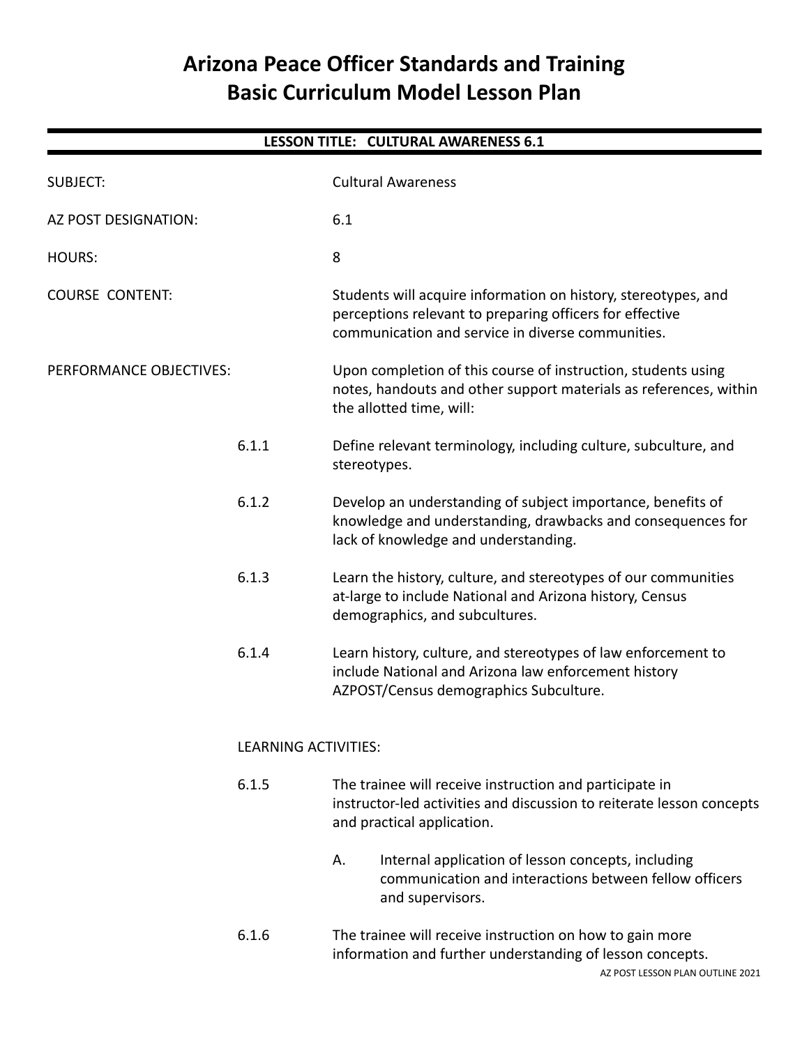# Arizona Peace Officer Standards and Training
# Basic Curriculum Model Lesson Plan

## LESSON TITLE: CULTURAL AWARENESS 6.1

SUBJECT: Cultural Awareness

AZ POST DESIGNATION: 6.1

HOURS: 8

COURSE CONTENT: Students will acquire information on history, stereotypes, and perceptions relevant to preparing officers for effective communication and service in diverse communities.

PERFORMANCE OBJECTIVES: Upon completion of this course of instruction, students using notes, handouts and other support materials as references, within the allotted time, will:

6.1.1 Define relevant terminology, including culture, subculture, and stereotypes.

6.1.2 Develop an understanding of subject importance, benefits of knowledge and understanding, drawbacks and consequences for lack of knowledge and understanding.

6.1.3 Learn the history, culture, and stereotypes of our communities at-large to include National and Arizona history, Census demographics, and subcultures.

6.1.4 Learn history, culture, and stereotypes of law enforcement to include National and Arizona law enforcement history AZPOST/Census demographics Subculture.

LEARNING ACTIVITIES:

6.1.5 The trainee will receive instruction and participate in instructor-led activities and discussion to reiterate lesson concepts and practical application.

- A. Internal application of lesson concepts, including communication and interactions between fellow officers and supervisors.

6.1.6 The trainee will receive instruction on how to gain more information and further understanding of lesson concepts.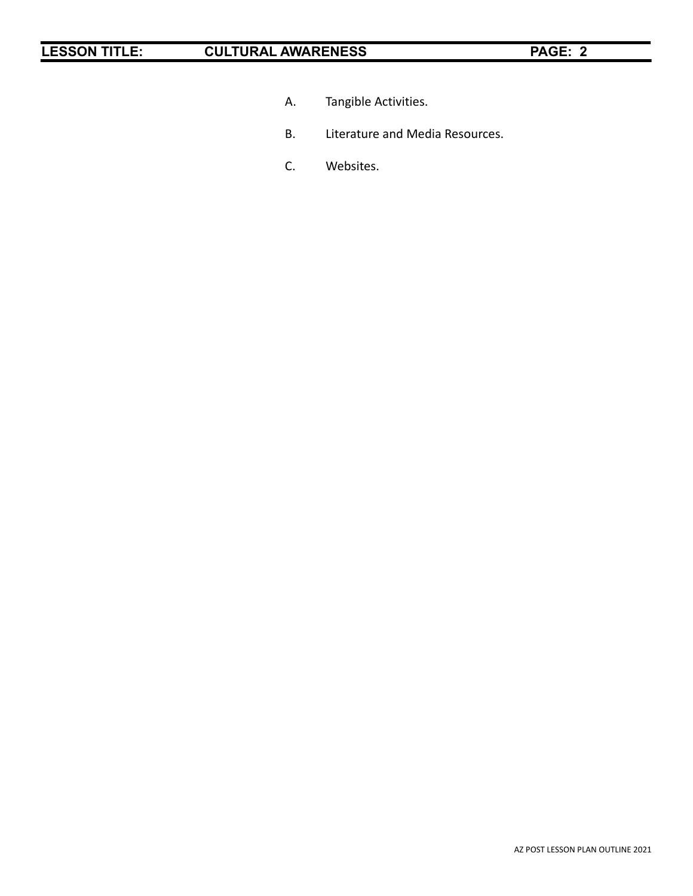A. Tangible Activities.

B. Literature and Media Resources.

C. Websites.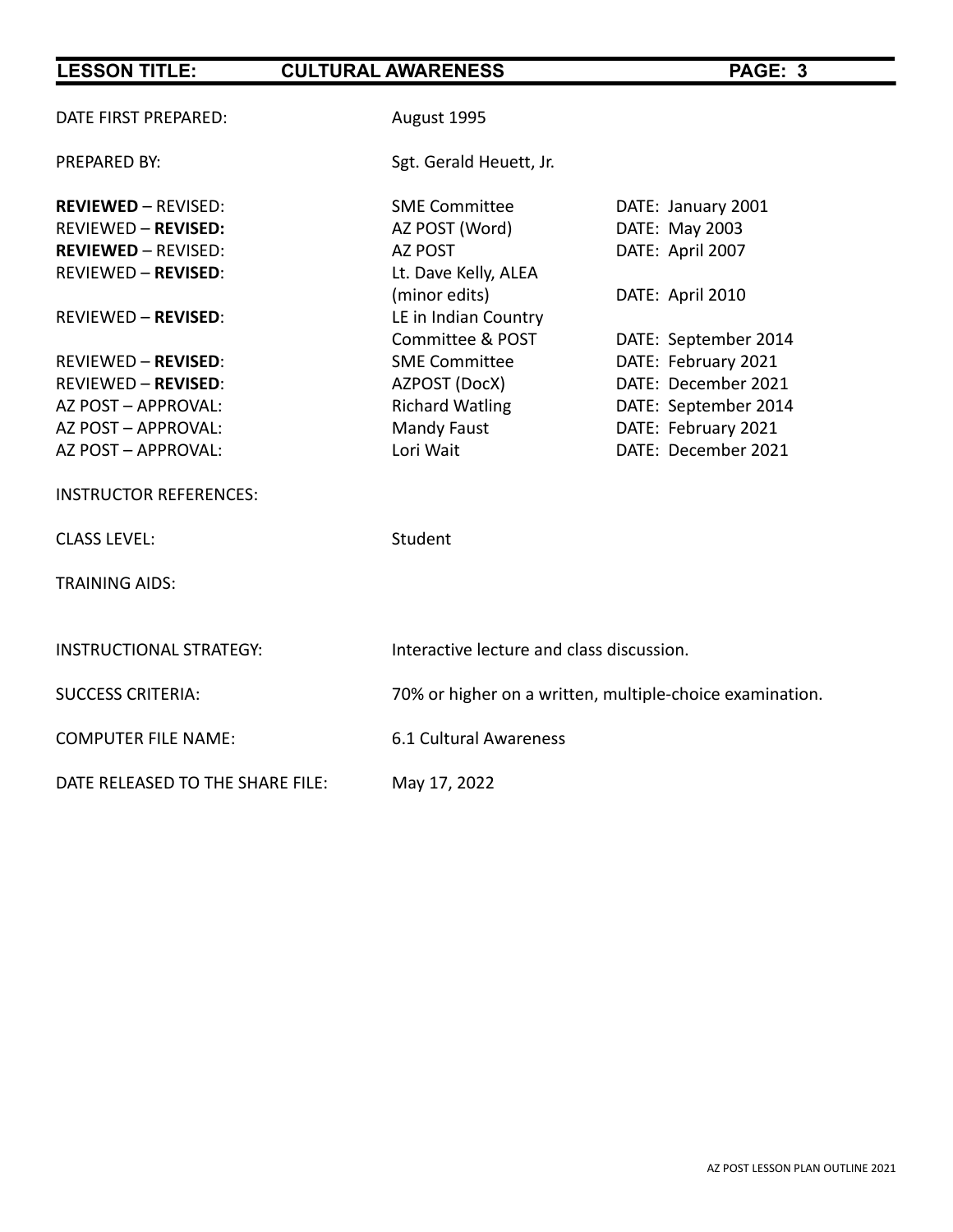| | | |
|---|---|---|
| DATE FIRST PREPARED: | August 1995 | |
| PREPARED BY: | Sgt. Gerald Heuett, Jr. | |
| **REVIEWED** – REVISED: | SME Committee | DATE: January 2001 |
| REVIEWED – **REVISED:** | AZ POST (Word) | DATE: May 2003 |
| **REVIEWED** – REVISED: | AZ POST | DATE: April 2007 |
| REVIEWED – **REVISED**: | Lt. Dave Kelly, ALEA (minor edits) | DATE: April 2010 |
| REVIEWED – **REVISED**: | LE in Indian Country Committee & POST | DATE: September 2014 |
| REVIEWED – **REVISED**: | SME Committee | DATE: February 2021 |
| REVIEWED – **REVISED**: | AZPOST (DocX) | DATE: December 2021 |
| AZ POST – APPROVAL: | Richard Watling | DATE: September 2014 |
| AZ POST – APPROVAL: | Mandy Faust | DATE: February 2021 |
| AZ POST – APPROVAL: | Lori Wait | DATE: December 2021 |
| INSTRUCTOR REFERENCES: | | |
| CLASS LEVEL: | Student | |
| TRAINING AIDS: | | |
| INSTRUCTIONAL STRATEGY: | Interactive lecture and class discussion. | |
| SUCCESS CRITERIA: | 70% or higher on a written, multiple-choice examination. | |
| COMPUTER FILE NAME: | 6.1 Cultural Awareness | |
| DATE RELEASED TO THE SHARE FILE: | May 17, 2022 | |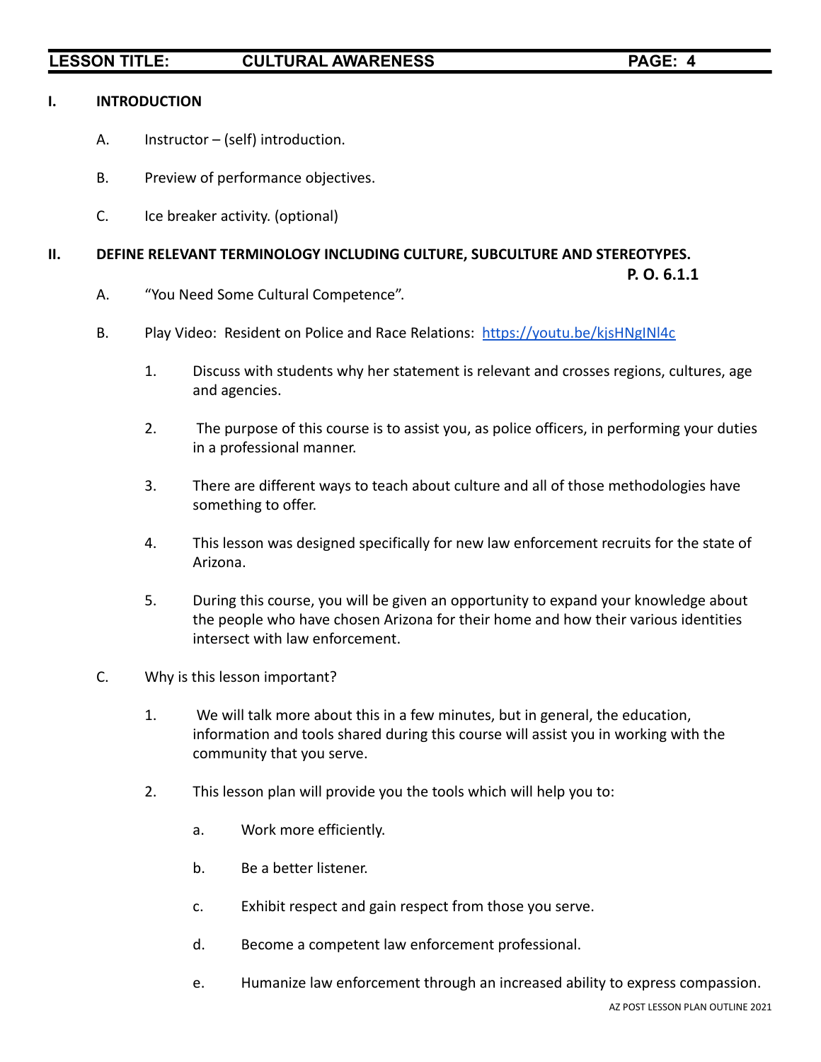## I. INTRODUCTION

A. Instructor – (self) introduction.

B. Preview of performance objectives.

C. Ice breaker activity. (optional)

## II. DEFINE RELEVANT TERMINOLOGY INCLUDING CULTURE, SUBCULTURE AND STEREOTYPES.

**P. O. 6.1.1**

A. "You Need Some Cultural Competence".

B. Play Video: Resident on Police and Race Relations: https://youtu.be/kjsHNgINl4c

1. Discuss with students why her statement is relevant and crosses regions, cultures, age and agencies.

2. The purpose of this course is to assist you, as police officers, in performing your duties in a professional manner.

3. There are different ways to teach about culture and all of those methodologies have something to offer.

4. This lesson was designed specifically for new law enforcement recruits for the state of Arizona.

5. During this course, you will be given an opportunity to expand your knowledge about the people who have chosen Arizona for their home and how their various identities intersect with law enforcement.

C. Why is this lesson important?

1. We will talk more about this in a few minutes, but in general, the education, information and tools shared during this course will assist you in working with the community that you serve.

2. This lesson plan will provide you the tools which will help you to:

   a. Work more efficiently.

   b. Be a better listener.

   c. Exhibit respect and gain respect from those you serve.

   d. Become a competent law enforcement professional.

   e. Humanize law enforcement through an increased ability to express compassion.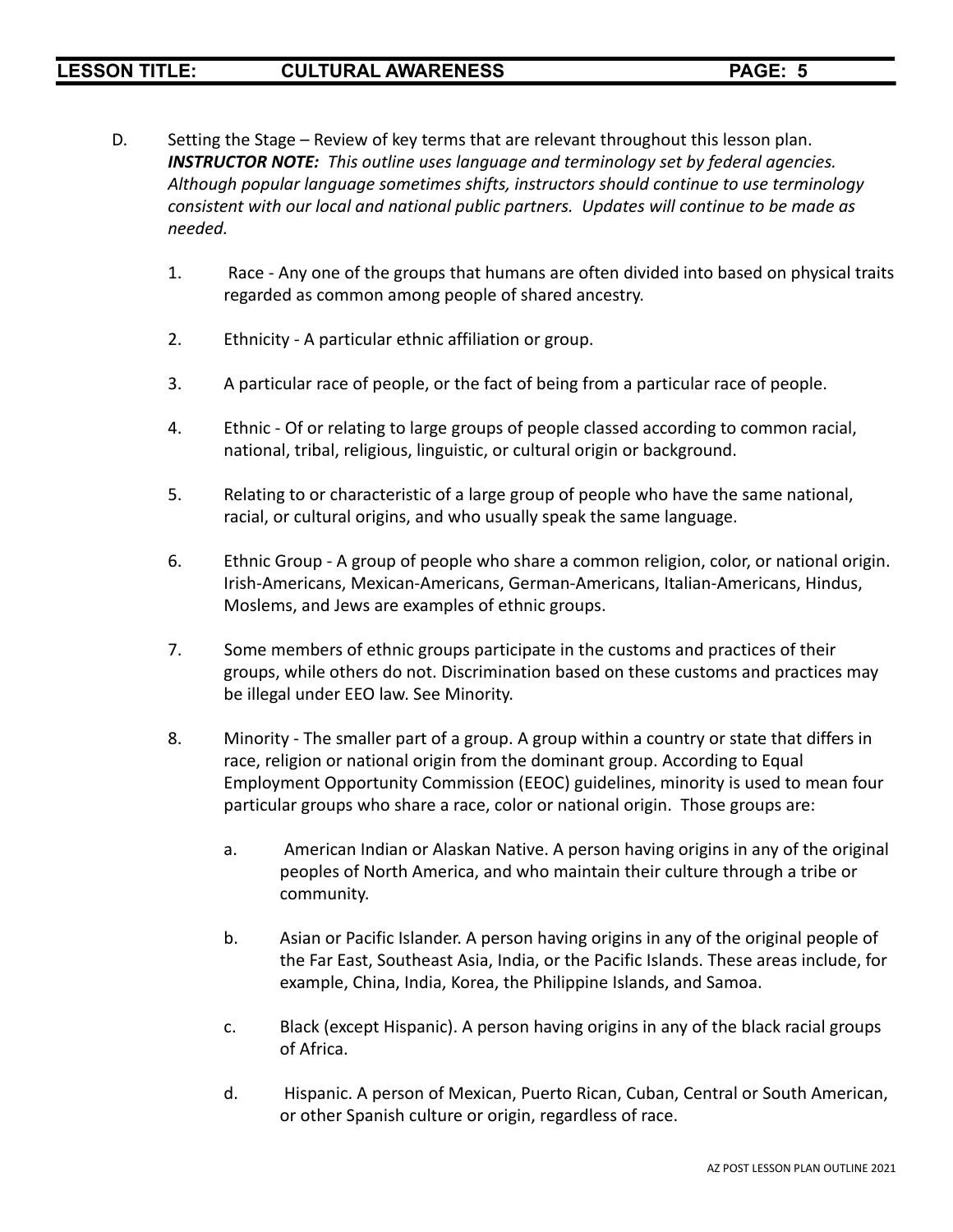D. Setting the Stage – Review of key terms that are relevant throughout this lesson plan.
***INSTRUCTOR NOTE:*** *This outline uses language and terminology set by federal agencies. Although popular language sometimes shifts, instructors should continue to use terminology consistent with our local and national public partners. Updates will continue to be made as needed.*

1. Race - Any one of the groups that humans are often divided into based on physical traits regarded as common among people of shared ancestry.

2. Ethnicity - A particular ethnic affiliation or group.

3. A particular race of people, or the fact of being from a particular race of people.

4. Ethnic - Of or relating to large groups of people classed according to common racial, national, tribal, religious, linguistic, or cultural origin or background.

5. Relating to or characteristic of a large group of people who have the same national, racial, or cultural origins, and who usually speak the same language.

6. Ethnic Group - A group of people who share a common religion, color, or national origin. Irish-Americans, Mexican-Americans, German-Americans, Italian-Americans, Hindus, Moslems, and Jews are examples of ethnic groups.

7. Some members of ethnic groups participate in the customs and practices of their groups, while others do not. Discrimination based on these customs and practices may be illegal under EEO law. See Minority.

8. Minority - The smaller part of a group. A group within a country or state that differs in race, religion or national origin from the dominant group. According to Equal Employment Opportunity Commission (EEOC) guidelines, minority is used to mean four particular groups who share a race, color or national origin. Those groups are:

    a. American Indian or Alaskan Native. A person having origins in any of the original peoples of North America, and who maintain their culture through a tribe or community.

    b. Asian or Pacific Islander. A person having origins in any of the original people of the Far East, Southeast Asia, India, or the Pacific Islands. These areas include, for example, China, India, Korea, the Philippine Islands, and Samoa.

    c. Black (except Hispanic). A person having origins in any of the black racial groups of Africa.

    d. Hispanic. A person of Mexican, Puerto Rican, Cuban, Central or South American, or other Spanish culture or origin, regardless of race.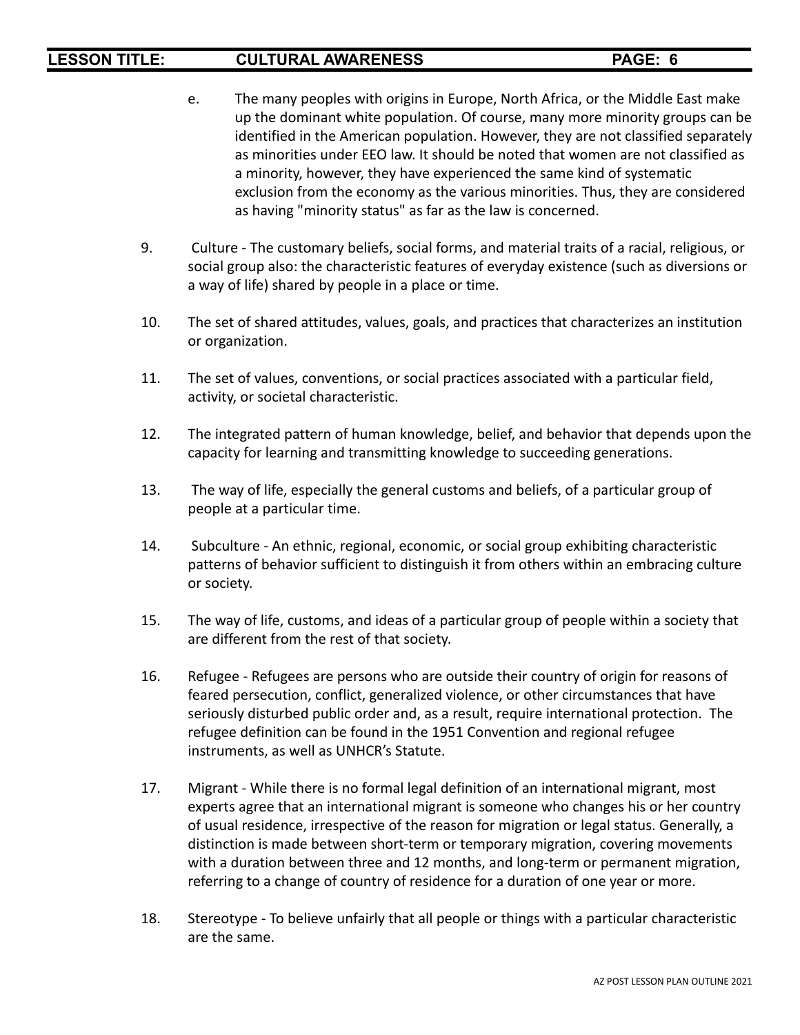e. The many peoples with origins in Europe, North Africa, or the Middle East make up the dominant white population. Of course, many more minority groups can be identified in the American population. However, they are not classified separately as minorities under EEO law. It should be noted that women are not classified as a minority, however, they have experienced the same kind of systematic exclusion from the economy as the various minorities. Thus, they are considered as having "minority status" as far as the law is concerned.

9. Culture - The customary beliefs, social forms, and material traits of a racial, religious, or social group also: the characteristic features of everyday existence (such as diversions or a way of life) shared by people in a place or time.

10. The set of shared attitudes, values, goals, and practices that characterizes an institution or organization.

11. The set of values, conventions, or social practices associated with a particular field, activity, or societal characteristic.

12. The integrated pattern of human knowledge, belief, and behavior that depends upon the capacity for learning and transmitting knowledge to succeeding generations.

13. The way of life, especially the general customs and beliefs, of a particular group of people at a particular time.

14. Subculture - An ethnic, regional, economic, or social group exhibiting characteristic patterns of behavior sufficient to distinguish it from others within an embracing culture or society.

15. The way of life, customs, and ideas of a particular group of people within a society that are different from the rest of that society.

16. Refugee - Refugees are persons who are outside their country of origin for reasons of feared persecution, conflict, generalized violence, or other circumstances that have seriously disturbed public order and, as a result, require international protection. The refugee definition can be found in the 1951 Convention and regional refugee instruments, as well as UNHCR's Statute.

17. Migrant - While there is no formal legal definition of an international migrant, most experts agree that an international migrant is someone who changes his or her country of usual residence, irrespective of the reason for migration or legal status. Generally, a distinction is made between short-term or temporary migration, covering movements with a duration between three and 12 months, and long-term or permanent migration, referring to a change of country of residence for a duration of one year or more.

18. Stereotype - To believe unfairly that all people or things with a particular characteristic are the same.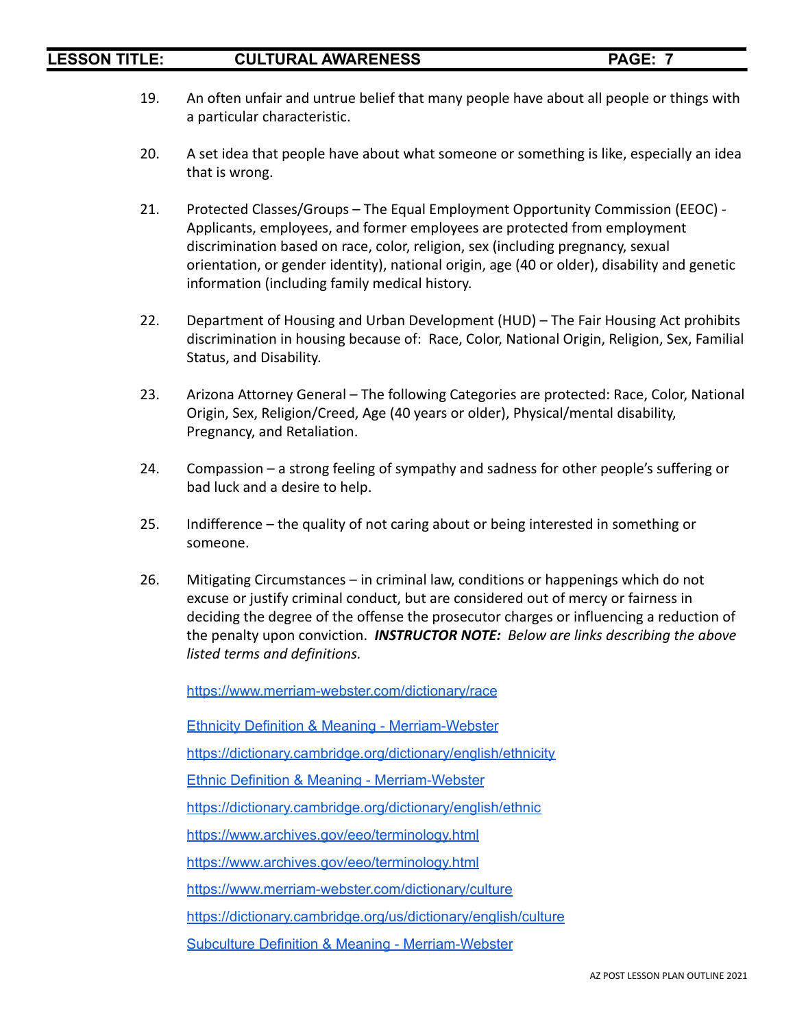19. An often unfair and untrue belief that many people have about all people or things with a particular characteristic.

20. A set idea that people have about what someone or something is like, especially an idea that is wrong.

21. Protected Classes/Groups – The Equal Employment Opportunity Commission (EEOC) - Applicants, employees, and former employees are protected from employment discrimination based on race, color, religion, sex (including pregnancy, sexual orientation, or gender identity), national origin, age (40 or older), disability and genetic information (including family medical history.

22. Department of Housing and Urban Development (HUD) – The Fair Housing Act prohibits discrimination in housing because of: Race, Color, National Origin, Religion, Sex, Familial Status, and Disability.

23. Arizona Attorney General – The following Categories are protected: Race, Color, National Origin, Sex, Religion/Creed, Age (40 years or older), Physical/mental disability, Pregnancy, and Retaliation.

24. Compassion – a strong feeling of sympathy and sadness for other people's suffering or bad luck and a desire to help.

25. Indifference – the quality of not caring about or being interested in something or someone.

26. Mitigating Circumstances – in criminal law, conditions or happenings which do not excuse or justify criminal conduct, but are considered out of mercy or fairness in deciding the degree of the offense the prosecutor charges or influencing a reduction of the penalty upon conviction. ***INSTRUCTOR NOTE:*** *Below are links describing the above listed terms and definitions.*

    https://www.merriam-webster.com/dictionary/race

    Ethnicity Definition & Meaning - Merriam-Webster

    https://dictionary.cambridge.org/dictionary/english/ethnicity

    Ethnic Definition & Meaning - Merriam-Webster

    https://dictionary.cambridge.org/dictionary/english/ethnic

    https://www.archives.gov/eeo/terminology.html

    https://www.archives.gov/eeo/terminology.html

    https://www.merriam-webster.com/dictionary/culture

    https://dictionary.cambridge.org/us/dictionary/english/culture

    Subculture Definition & Meaning - Merriam-Webster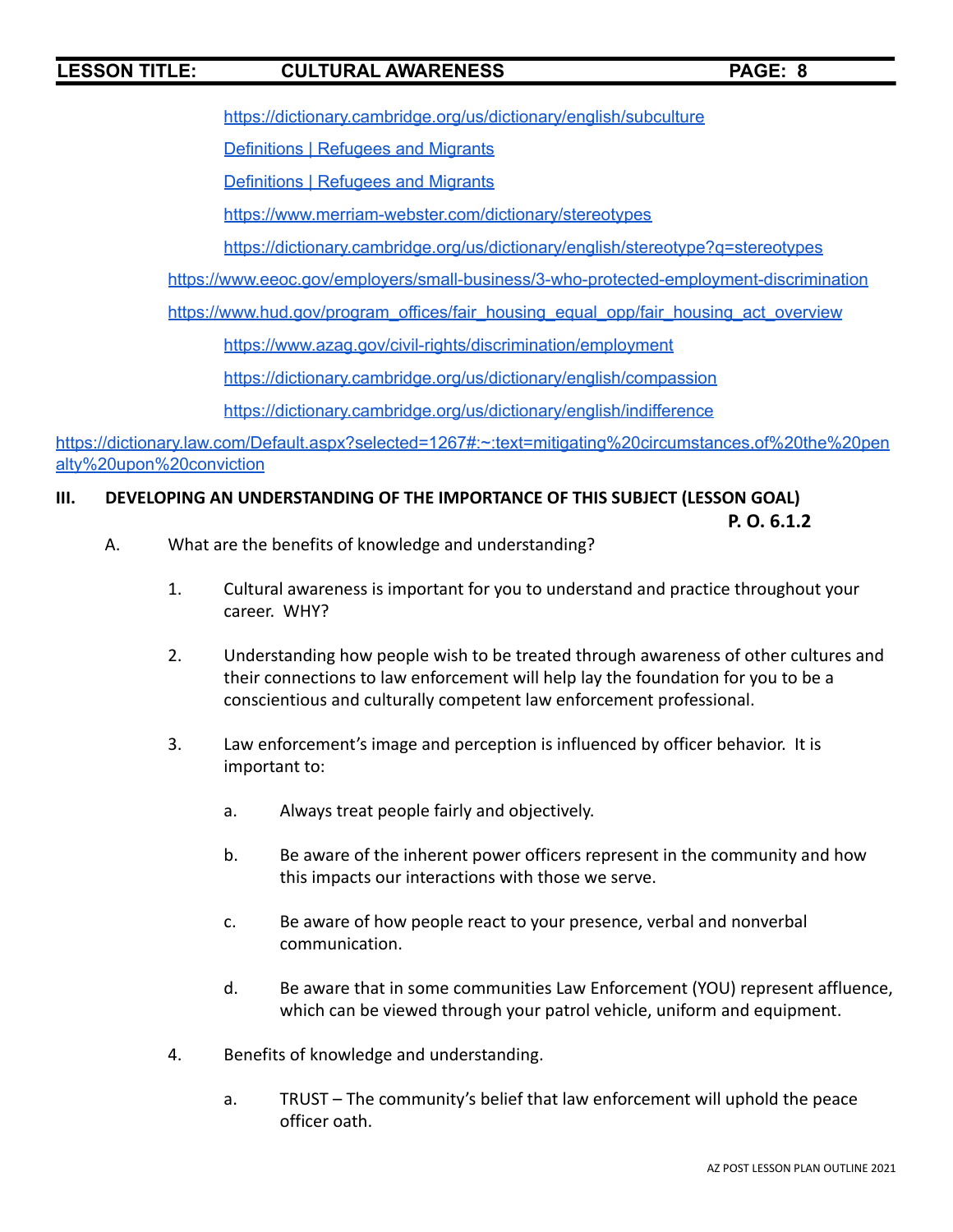https://dictionary.cambridge.org/us/dictionary/english/subculture

Definitions | Refugees and Migrants

Definitions | Refugees and Migrants

https://www.merriam-webster.com/dictionary/stereotypes

https://dictionary.cambridge.org/us/dictionary/english/stereotype?q=stereotypes

https://www.eeoc.gov/employers/small-business/3-who-protected-employment-discrimination

https://www.hud.gov/program_offices/fair_housing_equal_opp/fair_housing_act_overview

https://www.azag.gov/civil-rights/discrimination/employment

https://dictionary.cambridge.org/us/dictionary/english/compassion

https://dictionary.cambridge.org/us/dictionary/english/indifference

https://dictionary.law.com/Default.aspx?selected=1267#:~:text=mitigating%20circumstances,of%20the%20penalty%20upon%20conviction

## III. DEVELOPING AN UNDERSTANDING OF THE IMPORTANCE OF THIS SUBJECT (LESSON GOAL)

**P. O. 6.1.2**

A. What are the benefits of knowledge and understanding?

1. Cultural awareness is important for you to understand and practice throughout your career. WHY?

2. Understanding how people wish to be treated through awareness of other cultures and their connections to law enforcement will help lay the foundation for you to be a conscientious and culturally competent law enforcement professional.

3. Law enforcement's image and perception is influenced by officer behavior. It is important to:

   a. Always treat people fairly and objectively.

   b. Be aware of the inherent power officers represent in the community and how this impacts our interactions with those we serve.

   c. Be aware of how people react to your presence, verbal and nonverbal communication.

   d. Be aware that in some communities Law Enforcement (YOU) represent affluence, which can be viewed through your patrol vehicle, uniform and equipment.

4. Benefits of knowledge and understanding.

   a. TRUST – The community's belief that law enforcement will uphold the peace officer oath.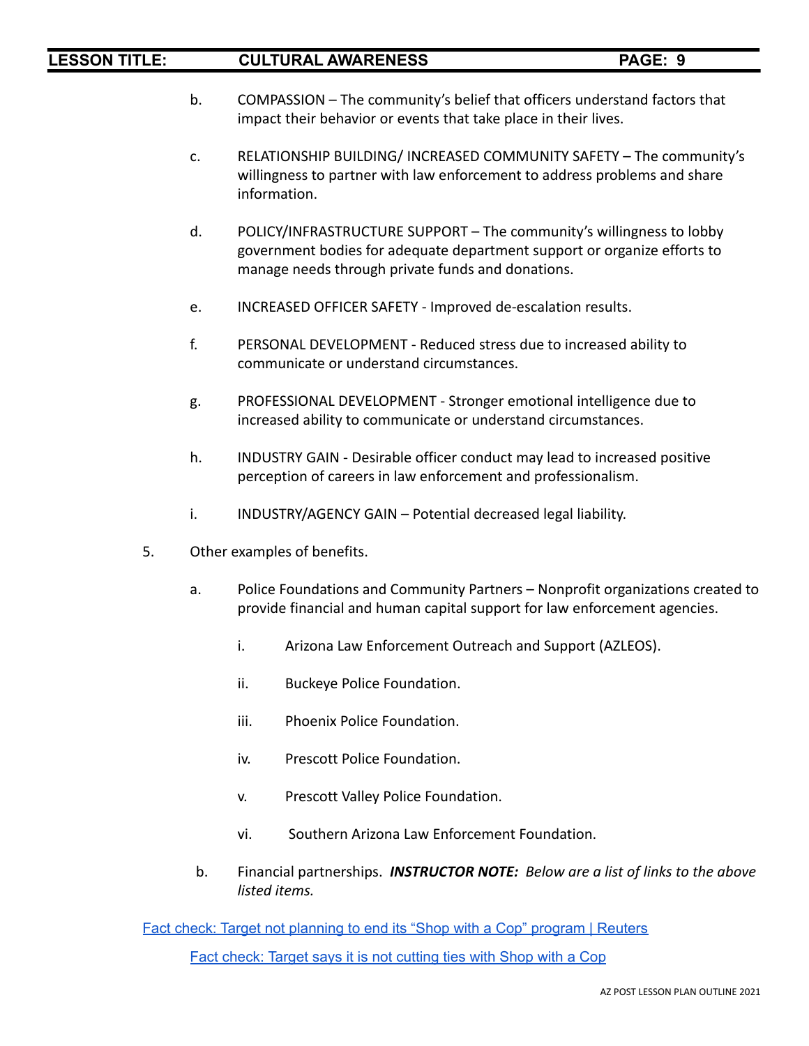b. COMPASSION – The community's belief that officers understand factors that impact their behavior or events that take place in their lives.

c. RELATIONSHIP BUILDING/ INCREASED COMMUNITY SAFETY – The community's willingness to partner with law enforcement to address problems and share information.

d. POLICY/INFRASTRUCTURE SUPPORT – The community's willingness to lobby government bodies for adequate department support or organize efforts to manage needs through private funds and donations.

e. INCREASED OFFICER SAFETY - Improved de-escalation results.

f. PERSONAL DEVELOPMENT - Reduced stress due to increased ability to communicate or understand circumstances.

g. PROFESSIONAL DEVELOPMENT - Stronger emotional intelligence due to increased ability to communicate or understand circumstances.

h. INDUSTRY GAIN - Desirable officer conduct may lead to increased positive perception of careers in law enforcement and professionalism.

i. INDUSTRY/AGENCY GAIN – Potential decreased legal liability.

5. Other examples of benefits.

   a. Police Foundations and Community Partners – Nonprofit organizations created to provide financial and human capital support for law enforcement agencies.

      i. Arizona Law Enforcement Outreach and Support (AZLEOS).

      ii. Buckeye Police Foundation.

      iii. Phoenix Police Foundation.

      iv. Prescott Police Foundation.

      v. Prescott Valley Police Foundation.

      vi. Southern Arizona Law Enforcement Foundation.

   b. Financial partnerships. ***INSTRUCTOR NOTE:*** *Below are a list of links to the above listed items.*

Fact check: Target not planning to end its "Shop with a Cop" program | Reuters

Fact check: Target says it is not cutting ties with Shop with a Cop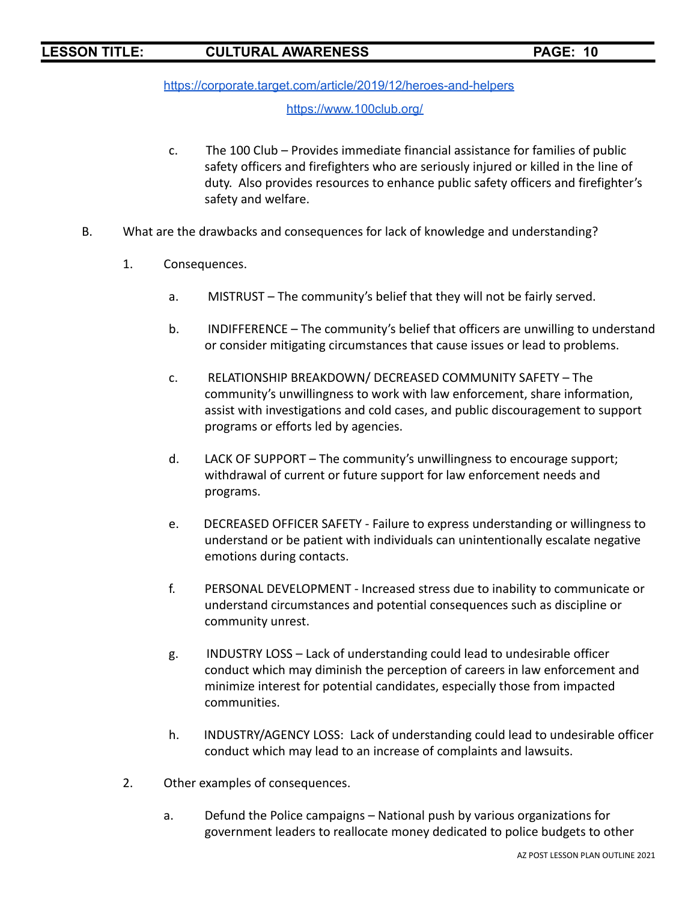https://corporate.target.com/article/2019/12/heroes-and-helpers

https://www.100club.org/

c. The 100 Club – Provides immediate financial assistance for families of public safety officers and firefighters who are seriously injured or killed in the line of duty. Also provides resources to enhance public safety officers and firefighter's safety and welfare.

B. What are the drawbacks and consequences for lack of knowledge and understanding?

1. Consequences.

a. MISTRUST – The community's belief that they will not be fairly served.

b. INDIFFERENCE – The community's belief that officers are unwilling to understand or consider mitigating circumstances that cause issues or lead to problems.

c. RELATIONSHIP BREAKDOWN/ DECREASED COMMUNITY SAFETY – The community's unwillingness to work with law enforcement, share information, assist with investigations and cold cases, and public discouragement to support programs or efforts led by agencies.

d. LACK OF SUPPORT – The community's unwillingness to encourage support; withdrawal of current or future support for law enforcement needs and programs.

e. DECREASED OFFICER SAFETY - Failure to express understanding or willingness to understand or be patient with individuals can unintentionally escalate negative emotions during contacts.

f. PERSONAL DEVELOPMENT - Increased stress due to inability to communicate or understand circumstances and potential consequences such as discipline or community unrest.

g. INDUSTRY LOSS – Lack of understanding could lead to undesirable officer conduct which may diminish the perception of careers in law enforcement and minimize interest for potential candidates, especially those from impacted communities.

h. INDUSTRY/AGENCY LOSS: Lack of understanding could lead to undesirable officer conduct which may lead to an increase of complaints and lawsuits.

2. Other examples of consequences.

a. Defund the Police campaigns – National push by various organizations for government leaders to reallocate money dedicated to police budgets to other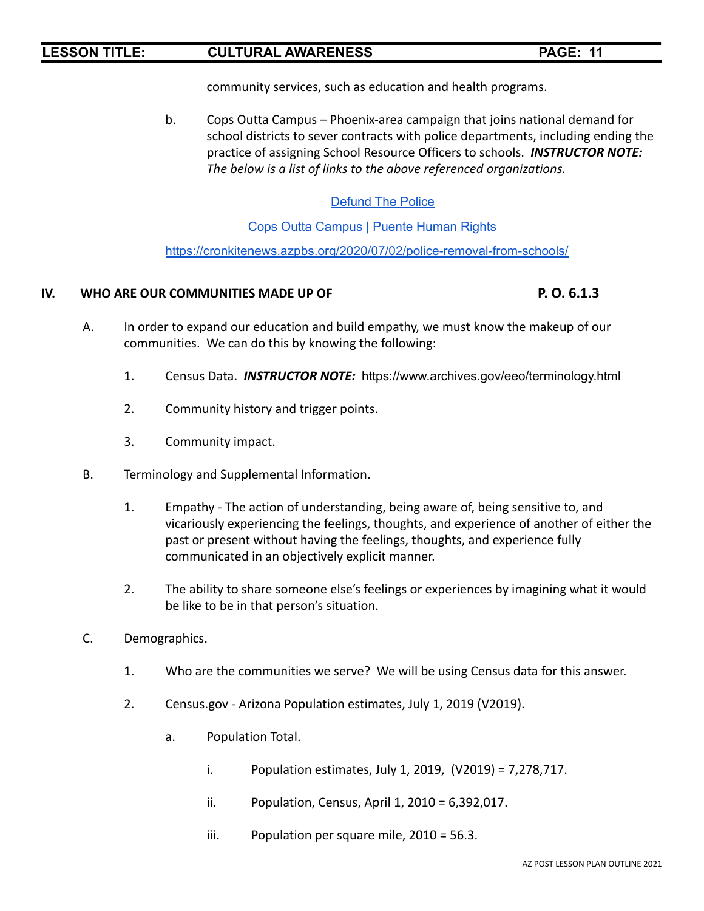community services, such as education and health programs.

b. Cops Outta Campus – Phoenix-area campaign that joins national demand for school districts to sever contracts with police departments, including ending the practice of assigning School Resource Officers to schools. ***INSTRUCTOR NOTE:*** *The below is a list of links to the above referenced organizations.*

Defund The Police

Cops Outta Campus | Puente Human Rights

https://cronkitenews.azpbs.org/2020/07/02/police-removal-from-schools/

## IV. WHO ARE OUR COMMUNITIES MADE UP OF — P. O. 6.1.3

A. In order to expand our education and build empathy, we must know the makeup of our communities. We can do this by knowing the following:

1. Census Data. ***INSTRUCTOR NOTE:*** https://www.archives.gov/eeo/terminology.html

2. Community history and trigger points.

3. Community impact.

B. Terminology and Supplemental Information.

1. Empathy - The action of understanding, being aware of, being sensitive to, and vicariously experiencing the feelings, thoughts, and experience of another of either the past or present without having the feelings, thoughts, and experience fully communicated in an objectively explicit manner.

2. The ability to share someone else's feelings or experiences by imagining what it would be like to be in that person's situation.

C. Demographics.

1. Who are the communities we serve? We will be using Census data for this answer.

2. Census.gov - Arizona Population estimates, July 1, 2019 (V2019).

   a. Population Total.

      i. Population estimates, July 1, 2019, (V2019) = 7,278,717.

      ii. Population, Census, April 1, 2010 = 6,392,017.

      iii. Population per square mile, 2010 = 56.3.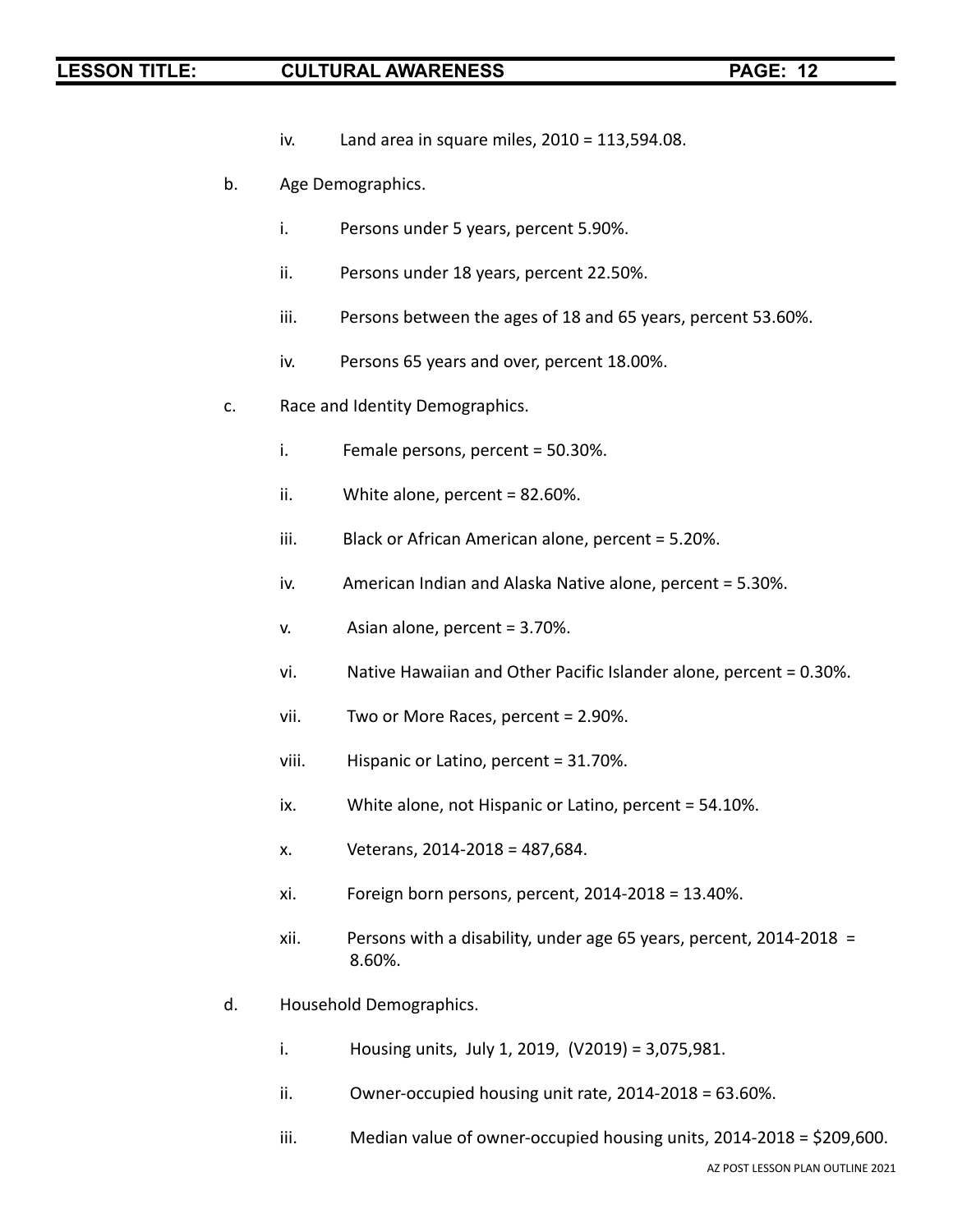iv. Land area in square miles, 2010 = 113,594.08.

b. Age Demographics.

i. Persons under 5 years, percent 5.90%.

ii. Persons under 18 years, percent 22.50%.

iii. Persons between the ages of 18 and 65 years, percent 53.60%.

iv. Persons 65 years and over, percent 18.00%.

c. Race and Identity Demographics.

i. Female persons, percent = 50.30%.

ii. White alone, percent = 82.60%.

iii. Black or African American alone, percent = 5.20%.

iv. American Indian and Alaska Native alone, percent = 5.30%.

v. Asian alone, percent = 3.70%.

vi. Native Hawaiian and Other Pacific Islander alone, percent = 0.30%.

vii. Two or More Races, percent = 2.90%.

viii. Hispanic or Latino, percent = 31.70%.

ix. White alone, not Hispanic or Latino, percent = 54.10%.

x. Veterans, 2014-2018 = 487,684.

xi. Foreign born persons, percent, 2014-2018 = 13.40%.

xii. Persons with a disability, under age 65 years, percent, 2014-2018 = 8.60%.

d. Household Demographics.

i. Housing units, July 1, 2019, (V2019) = 3,075,981.

ii. Owner-occupied housing unit rate, 2014-2018 = 63.60%.

iii. Median value of owner-occupied housing units, 2014-2018 = $209,600.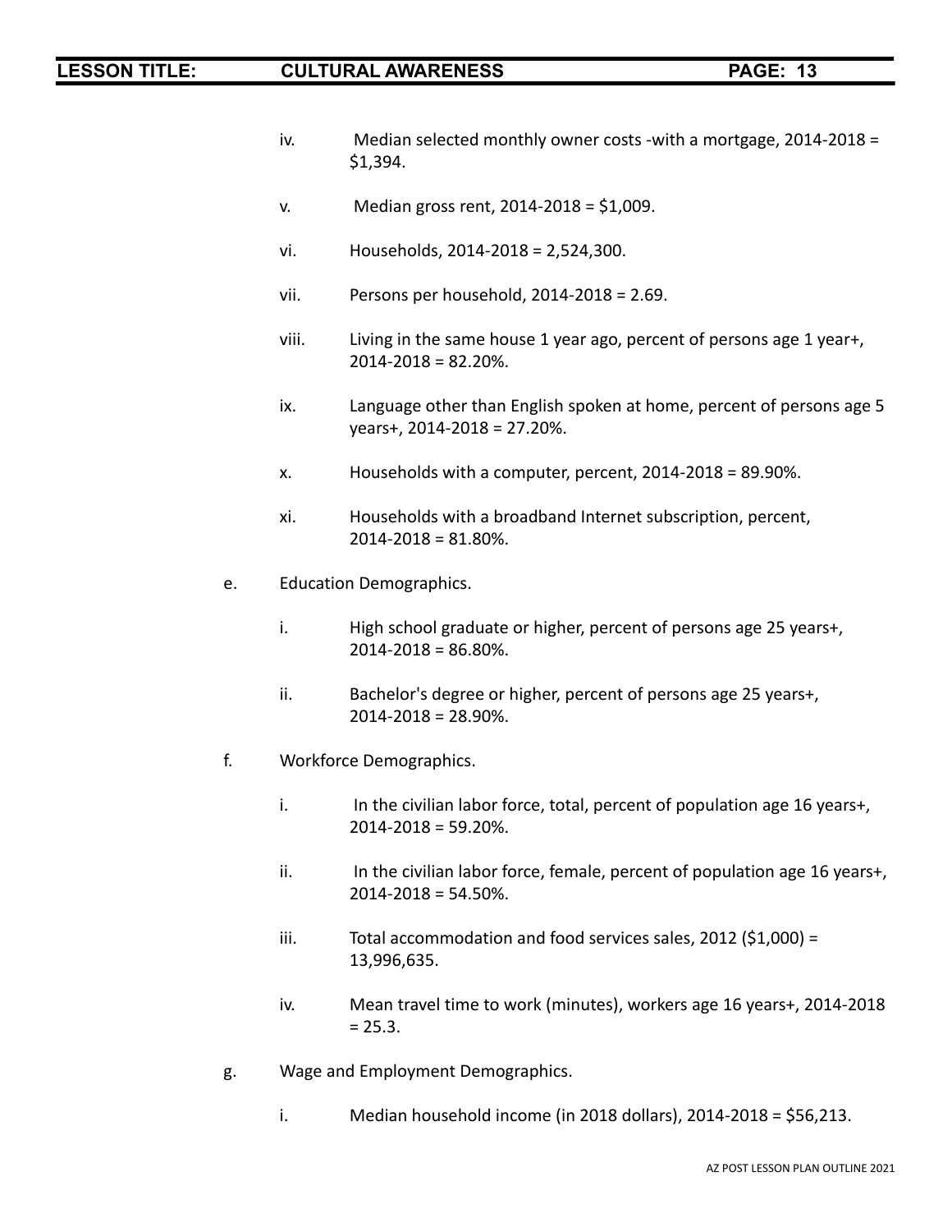iv. Median selected monthly owner costs -with a mortgage, 2014-2018 = $1,394.

v. Median gross rent, 2014-2018 = $1,009.

vi. Households, 2014-2018 = 2,524,300.

vii. Persons per household, 2014-2018 = 2.69.

viii. Living in the same house 1 year ago, percent of persons age 1 year+, 2014-2018 = 82.20%.

ix. Language other than English spoken at home, percent of persons age 5 years+, 2014-2018 = 27.20%.

x. Households with a computer, percent, 2014-2018 = 89.90%.

xi. Households with a broadband Internet subscription, percent, 2014-2018 = 81.80%.

e. Education Demographics.

i. High school graduate or higher, percent of persons age 25 years+, 2014-2018 = 86.80%.

ii. Bachelor's degree or higher, percent of persons age 25 years+, 2014-2018 = 28.90%.

f. Workforce Demographics.

i. In the civilian labor force, total, percent of population age 16 years+, 2014-2018 = 59.20%.

ii. In the civilian labor force, female, percent of population age 16 years+, 2014-2018 = 54.50%.

iii. Total accommodation and food services sales, 2012 ($1,000) = 13,996,635.

iv. Mean travel time to work (minutes), workers age 16 years+, 2014-2018 = 25.3.

g. Wage and Employment Demographics.

i. Median household income (in 2018 dollars), 2014-2018 = $56,213.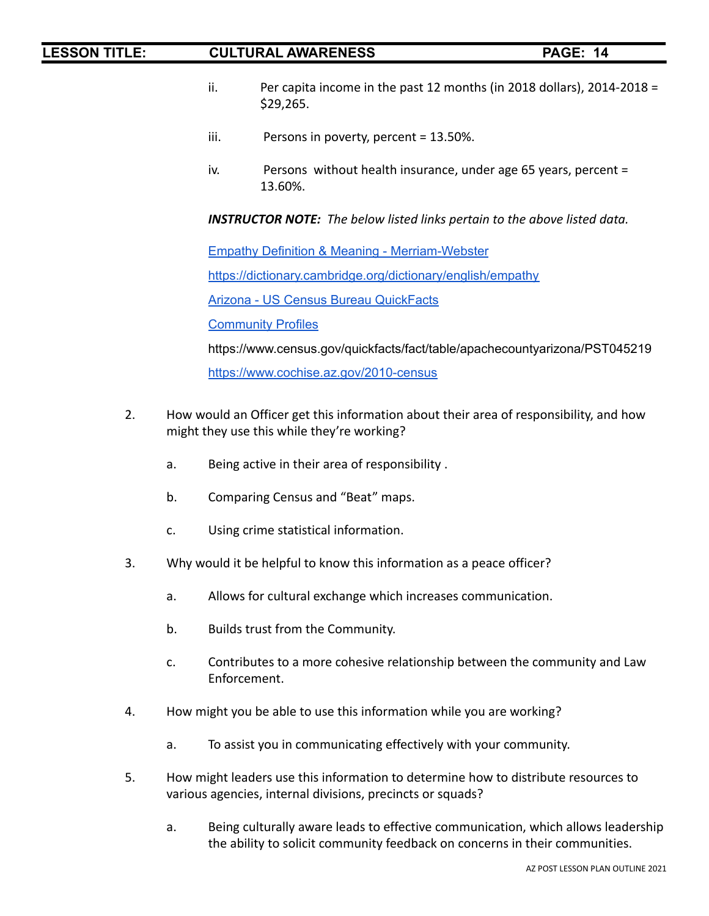ii. Per capita income in the past 12 months (in 2018 dollars), 2014-2018 = $29,265.

iii. Persons in poverty, percent = 13.50%.

iv. Persons without health insurance, under age 65 years, percent = 13.60%.

***INSTRUCTOR NOTE:*** *The below listed links pertain to the above listed data.*

[Empathy Definition & Meaning - Merriam-Webster]

https://dictionary.cambridge.org/dictionary/english/empathy

[Arizona - US Census Bureau QuickFacts]

[Community Profiles]

https://www.census.gov/quickfacts/fact/table/apachecountyarizona/PST045219

https://www.cochise.az.gov/2010-census

2. How would an Officer get this information about their area of responsibility, and how might they use this while they're working?

   a. Being active in their area of responsibility .

   b. Comparing Census and "Beat" maps.

   c. Using crime statistical information.

3. Why would it be helpful to know this information as a peace officer?

   a. Allows for cultural exchange which increases communication.

   b. Builds trust from the Community.

   c. Contributes to a more cohesive relationship between the community and Law Enforcement.

4. How might you be able to use this information while you are working?

   a. To assist you in communicating effectively with your community.

5. How might leaders use this information to determine how to distribute resources to various agencies, internal divisions, precincts or squads?

   a. Being culturally aware leads to effective communication, which allows leadership the ability to solicit community feedback on concerns in their communities.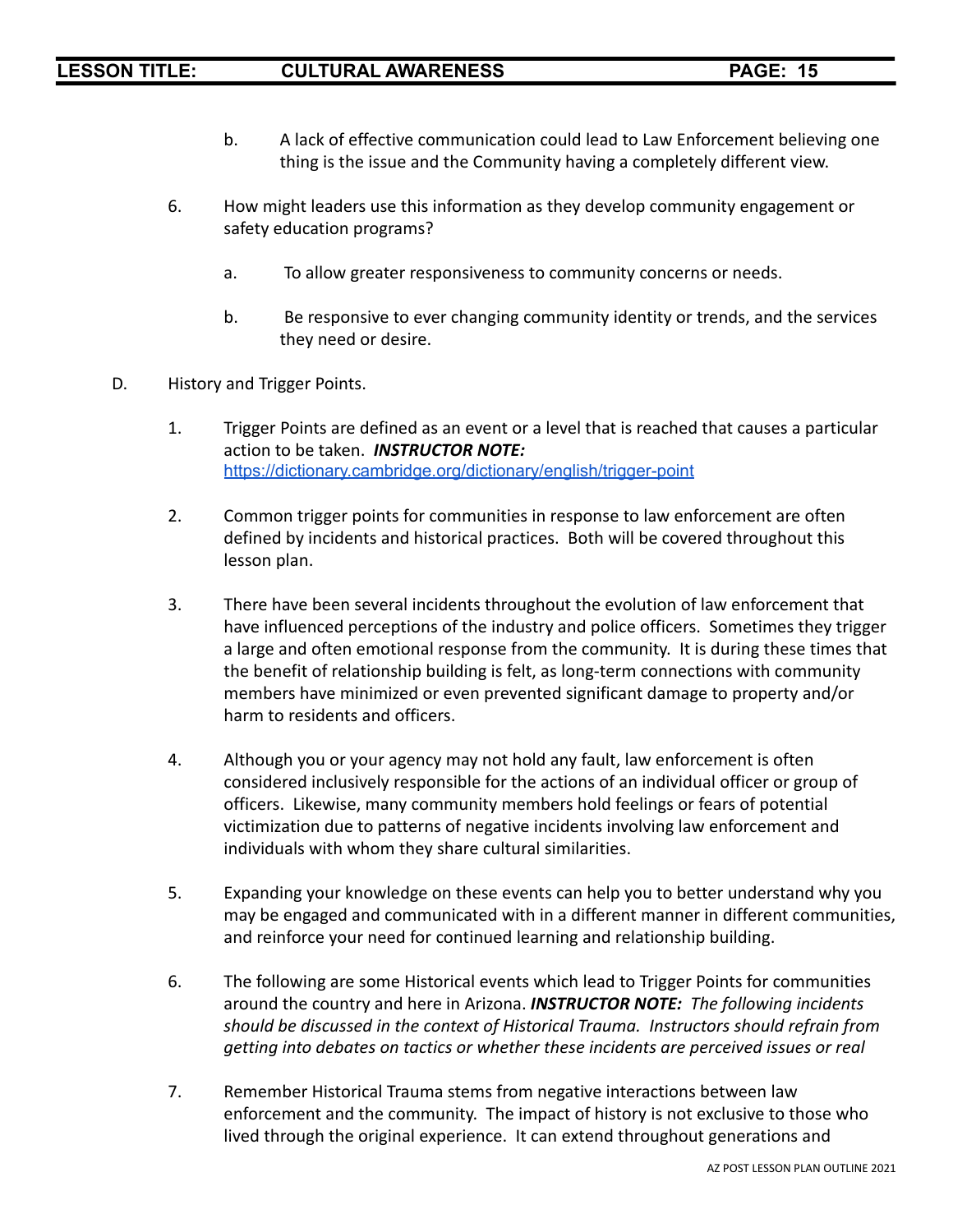b. A lack of effective communication could lead to Law Enforcement believing one thing is the issue and the Community having a completely different view.

6. How might leaders use this information as they develop community engagement or safety education programs?

   a. To allow greater responsiveness to community concerns or needs.

   b. Be responsive to ever changing community identity or trends, and the services they need or desire.

D. History and Trigger Points.

1. Trigger Points are defined as an event or a level that is reached that causes a particular action to be taken. ***INSTRUCTOR NOTE:*** https://dictionary.cambridge.org/dictionary/english/trigger-point

2. Common trigger points for communities in response to law enforcement are often defined by incidents and historical practices. Both will be covered throughout this lesson plan.

3. There have been several incidents throughout the evolution of law enforcement that have influenced perceptions of the industry and police officers. Sometimes they trigger a large and often emotional response from the community. It is during these times that the benefit of relationship building is felt, as long-term connections with community members have minimized or even prevented significant damage to property and/or harm to residents and officers.

4. Although you or your agency may not hold any fault, law enforcement is often considered inclusively responsible for the actions of an individual officer or group of officers. Likewise, many community members hold feelings or fears of potential victimization due to patterns of negative incidents involving law enforcement and individuals with whom they share cultural similarities.

5. Expanding your knowledge on these events can help you to better understand why you may be engaged and communicated with in a different manner in different communities, and reinforce your need for continued learning and relationship building.

6. The following are some Historical events which lead to Trigger Points for communities around the country and here in Arizona. ***INSTRUCTOR NOTE:*** *The following incidents should be discussed in the context of Historical Trauma. Instructors should refrain from getting into debates on tactics or whether these incidents are perceived issues or real*

7. Remember Historical Trauma stems from negative interactions between law enforcement and the community. The impact of history is not exclusive to those who lived through the original experience. It can extend throughout generations and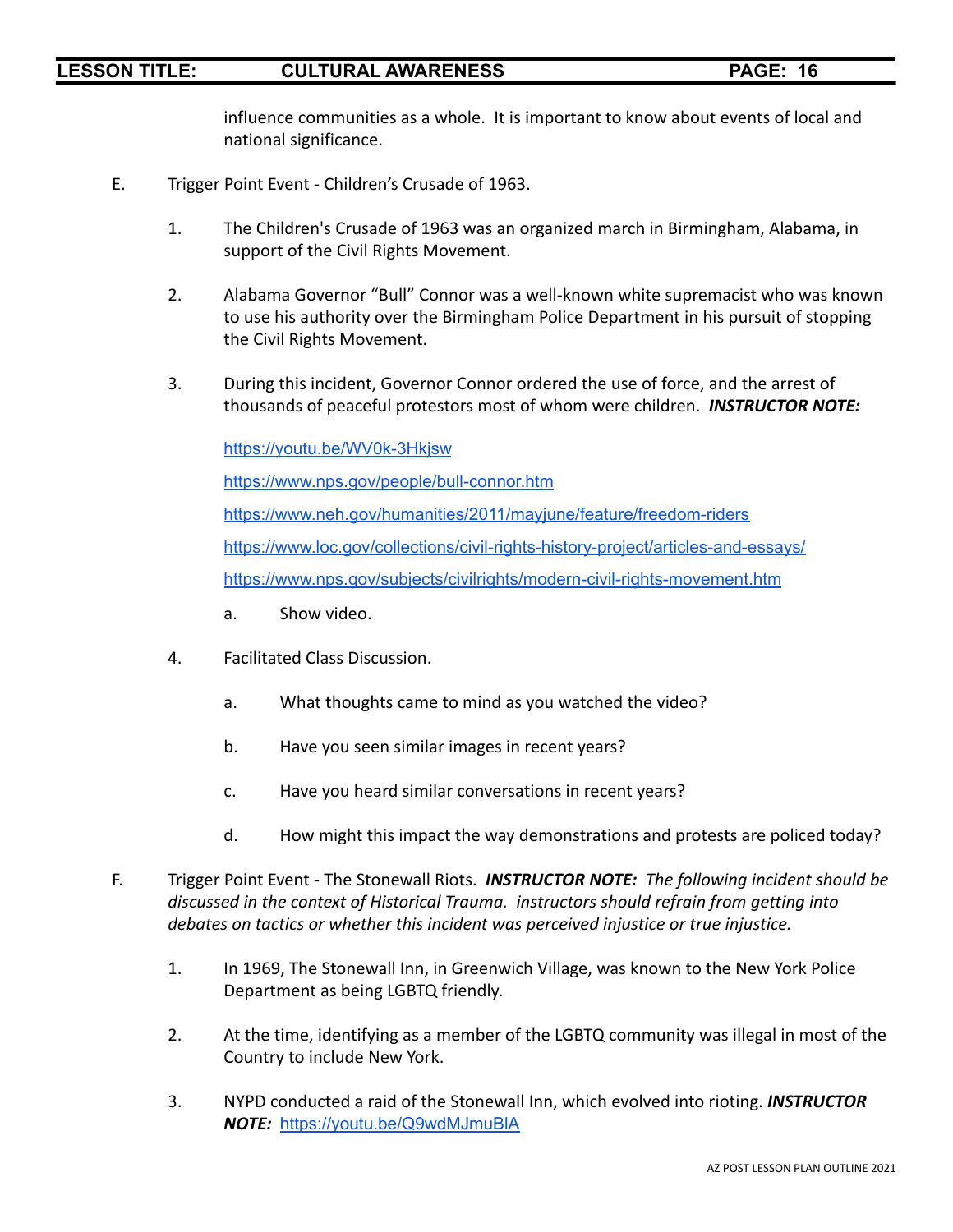influence communities as a whole. It is important to know about events of local and national significance.

E. Trigger Point Event - Children's Crusade of 1963.

1. The Children's Crusade of 1963 was an organized march in Birmingham, Alabama, in support of the Civil Rights Movement.

2. Alabama Governor "Bull" Connor was a well-known white supremacist who was known to use his authority over the Birmingham Police Department in his pursuit of stopping the Civil Rights Movement.

3. During this incident, Governor Connor ordered the use of force, and the arrest of thousands of peaceful protestors most of whom were children. ***INSTRUCTOR NOTE:***

   https://youtu.be/WV0k-3Hkjsw

   https://www.nps.gov/people/bull-connor.htm

   https://www.neh.gov/humanities/2011/mayjune/feature/freedom-riders

   https://www.loc.gov/collections/civil-rights-history-project/articles-and-essays/

   https://www.nps.gov/subjects/civilrights/modern-civil-rights-movement.htm

   a. Show video.

4. Facilitated Class Discussion.

   a. What thoughts came to mind as you watched the video?

   b. Have you seen similar images in recent years?

   c. Have you heard similar conversations in recent years?

   d. How might this impact the way demonstrations and protests are policed today?

F. Trigger Point Event - The Stonewall Riots. ***INSTRUCTOR NOTE:*** *The following incident should be discussed in the context of Historical Trauma. instructors should refrain from getting into debates on tactics or whether this incident was perceived injustice or true injustice.*

1. In 1969, The Stonewall Inn, in Greenwich Village, was known to the New York Police Department as being LGBTQ friendly.

2. At the time, identifying as a member of the LGBTQ community was illegal in most of the Country to include New York.

3. NYPD conducted a raid of the Stonewall Inn, which evolved into rioting. ***INSTRUCTOR NOTE:*** https://youtu.be/Q9wdMJmuBlA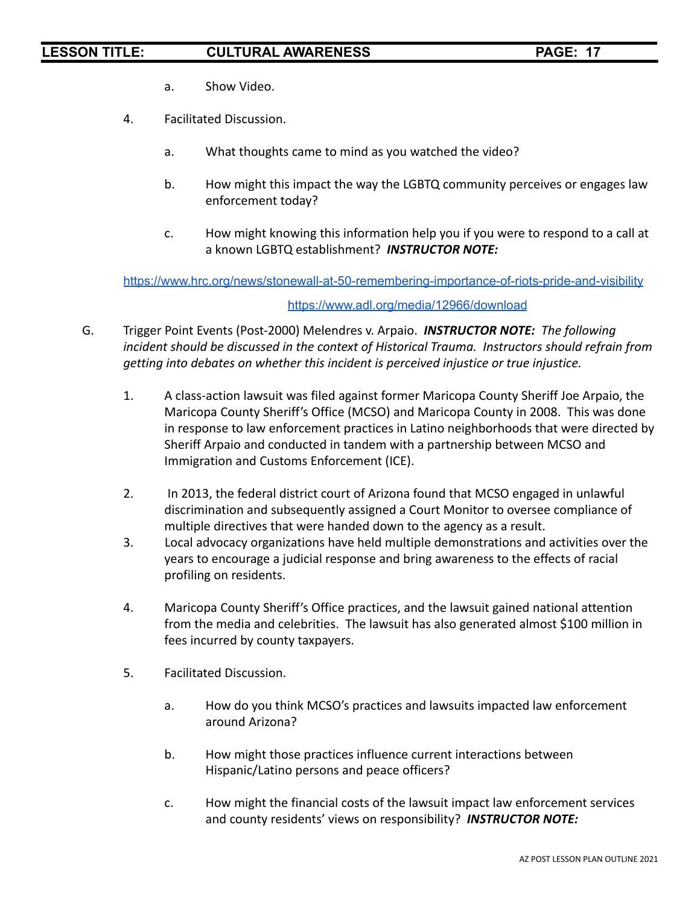a. Show Video.

4. Facilitated Discussion.

   a. What thoughts came to mind as you watched the video?

   b. How might this impact the way the LGBTQ community perceives or engages law enforcement today?

   c. How might knowing this information help you if you were to respond to a call at a known LGBTQ establishment? ***INSTRUCTOR NOTE:***

https://www.hrc.org/news/stonewall-at-50-remembering-importance-of-riots-pride-and-visibility

https://www.adl.org/media/12966/download

G. Trigger Point Events (Post-2000) Melendres v. Arpaio. ***INSTRUCTOR NOTE:*** *The following incident should be discussed in the context of Historical Trauma. Instructors should refrain from getting into debates on whether this incident is perceived injustice or true injustice.*

1. A class-action lawsuit was filed against former Maricopa County Sheriff Joe Arpaio, the Maricopa County Sheriff's Office (MCSO) and Maricopa County in 2008. This was done in response to law enforcement practices in Latino neighborhoods that were directed by Sheriff Arpaio and conducted in tandem with a partnership between MCSO and Immigration and Customs Enforcement (ICE).

2. In 2013, the federal district court of Arizona found that MCSO engaged in unlawful discrimination and subsequently assigned a Court Monitor to oversee compliance of multiple directives that were handed down to the agency as a result.

3. Local advocacy organizations have held multiple demonstrations and activities over the years to encourage a judicial response and bring awareness to the effects of racial profiling on residents.

4. Maricopa County Sheriff's Office practices, and the lawsuit gained national attention from the media and celebrities. The lawsuit has also generated almost $100 million in fees incurred by county taxpayers.

5. Facilitated Discussion.

   a. How do you think MCSO's practices and lawsuits impacted law enforcement around Arizona?

   b. How might those practices influence current interactions between Hispanic/Latino persons and peace officers?

   c. How might the financial costs of the lawsuit impact law enforcement services and county residents' views on responsibility? ***INSTRUCTOR NOTE:***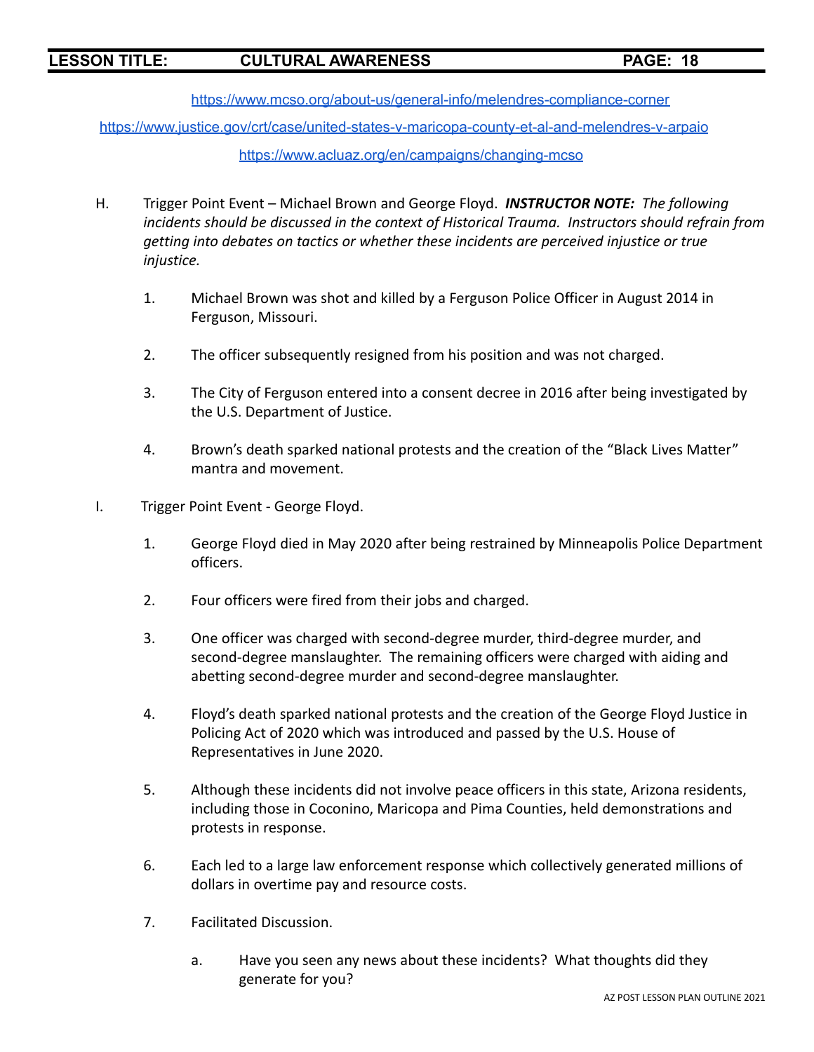https://www.mcso.org/about-us/general-info/melendres-compliance-corner

https://www.justice.gov/crt/case/united-states-v-maricopa-county-et-al-and-melendres-v-arpaio

https://www.acluaz.org/en/campaigns/changing-mcso

H. Trigger Point Event – Michael Brown and George Floyd. ***INSTRUCTOR NOTE:*** *The following incidents should be discussed in the context of Historical Trauma. Instructors should refrain from getting into debates on tactics or whether these incidents are perceived injustice or true injustice.*

1. Michael Brown was shot and killed by a Ferguson Police Officer in August 2014 in Ferguson, Missouri.

2. The officer subsequently resigned from his position and was not charged.

3. The City of Ferguson entered into a consent decree in 2016 after being investigated by the U.S. Department of Justice.

4. Brown's death sparked national protests and the creation of the "Black Lives Matter" mantra and movement.

I. Trigger Point Event - George Floyd.

1. George Floyd died in May 2020 after being restrained by Minneapolis Police Department officers.

2. Four officers were fired from their jobs and charged.

3. One officer was charged with second-degree murder, third-degree murder, and second-degree manslaughter. The remaining officers were charged with aiding and abetting second-degree murder and second-degree manslaughter.

4. Floyd's death sparked national protests and the creation of the George Floyd Justice in Policing Act of 2020 which was introduced and passed by the U.S. House of Representatives in June 2020.

5. Although these incidents did not involve peace officers in this state, Arizona residents, including those in Coconino, Maricopa and Pima Counties, held demonstrations and protests in response.

6. Each led to a large law enforcement response which collectively generated millions of dollars in overtime pay and resource costs.

7. Facilitated Discussion.

   a. Have you seen any news about these incidents? What thoughts did they generate for you?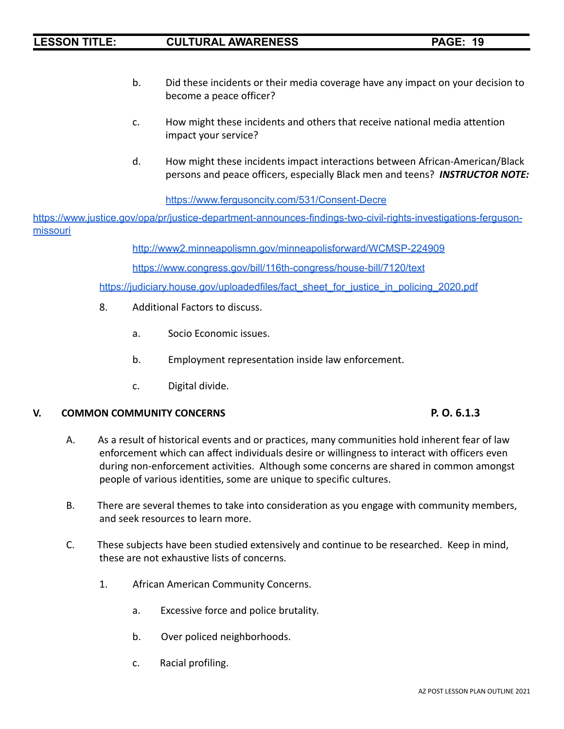b. Did these incidents or their media coverage have any impact on your decision to become a peace officer?

c. How might these incidents and others that receive national media attention impact your service?

d. How might these incidents impact interactions between African-American/Black persons and peace officers, especially Black men and teens? ***INSTRUCTOR NOTE:***

https://www.fergusoncity.com/531/Consent-Decre

https://www.justice.gov/opa/pr/justice-department-announces-findings-two-civil-rights-investigations-ferguson-missouri

http://www2.minneapolismn.gov/minneapolisforward/WCMSP-224909

https://www.congress.gov/bill/116th-congress/house-bill/7120/text

https://judiciary.house.gov/uploadedfiles/fact_sheet_for_justice_in_policing_2020.pdf

8. Additional Factors to discuss.

   a. Socio Economic issues.

   b. Employment representation inside law enforcement.

   c. Digital divide.

## V. COMMON COMMUNITY CONCERNS — P. O. 6.1.3

A. As a result of historical events and or practices, many communities hold inherent fear of law enforcement which can affect individuals desire or willingness to interact with officers even during non-enforcement activities. Although some concerns are shared in common amongst people of various identities, some are unique to specific cultures.

B. There are several themes to take into consideration as you engage with community members, and seek resources to learn more.

C. These subjects have been studied extensively and continue to be researched. Keep in mind, these are not exhaustive lists of concerns.

1. African American Community Concerns.

   a. Excessive force and police brutality.

   b. Over policed neighborhoods.

   c. Racial profiling.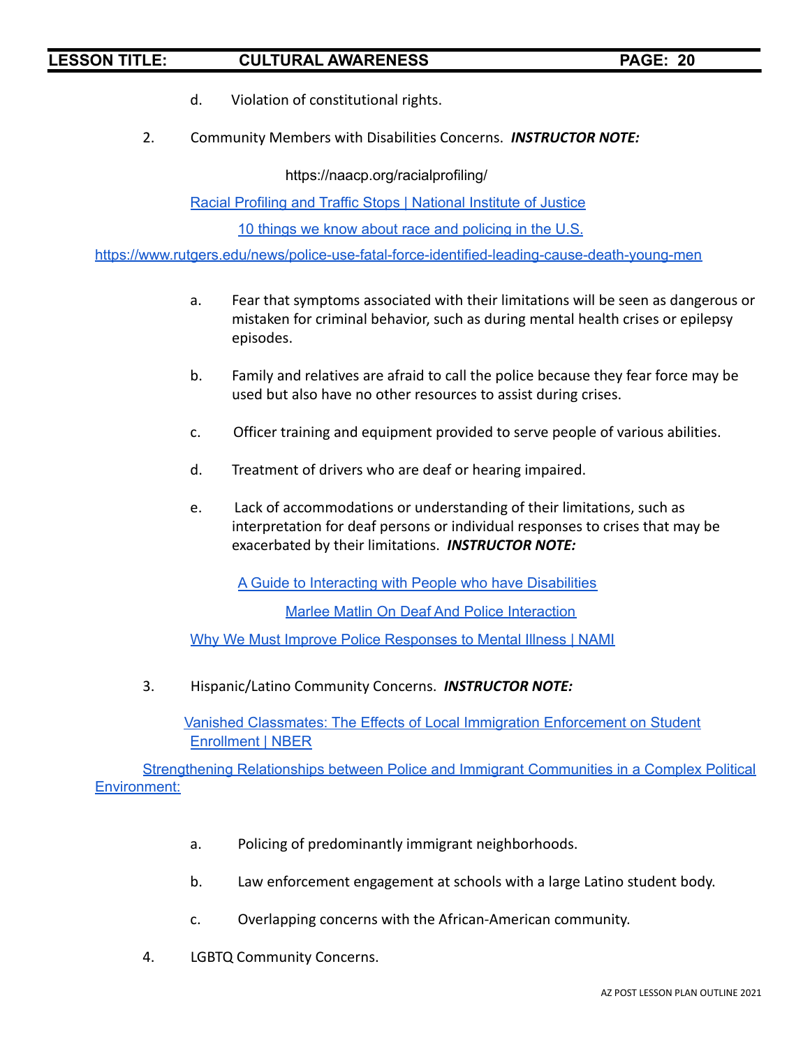d. Violation of constitutional rights.

2. Community Members with Disabilities Concerns. ***INSTRUCTOR NOTE:***

https://naacp.org/racialprofiling/

Racial Profiling and Traffic Stops | National Institute of Justice

10 things we know about race and policing in the U.S.

https://www.rutgers.edu/news/police-use-fatal-force-identified-leading-cause-death-young-men

a. Fear that symptoms associated with their limitations will be seen as dangerous or mistaken for criminal behavior, such as during mental health crises or epilepsy episodes.

b. Family and relatives are afraid to call the police because they fear force may be used but also have no other resources to assist during crises.

c. Officer training and equipment provided to serve people of various abilities.

d. Treatment of drivers who are deaf or hearing impaired.

e. Lack of accommodations or understanding of their limitations, such as interpretation for deaf persons or individual responses to crises that may be exacerbated by their limitations. ***INSTRUCTOR NOTE:***

A Guide to Interacting with People who have Disabilities

Marlee Matlin On Deaf And Police Interaction

Why We Must Improve Police Responses to Mental Illness | NAMI

3. Hispanic/Latino Community Concerns. ***INSTRUCTOR NOTE:***

Vanished Classmates: The Effects of Local Immigration Enforcement on Student Enrollment | NBER

Strengthening Relationships between Police and Immigrant Communities in a Complex Political Environment:

a. Policing of predominantly immigrant neighborhoods.

b. Law enforcement engagement at schools with a large Latino student body.

c. Overlapping concerns with the African-American community.

4. LGBTQ Community Concerns.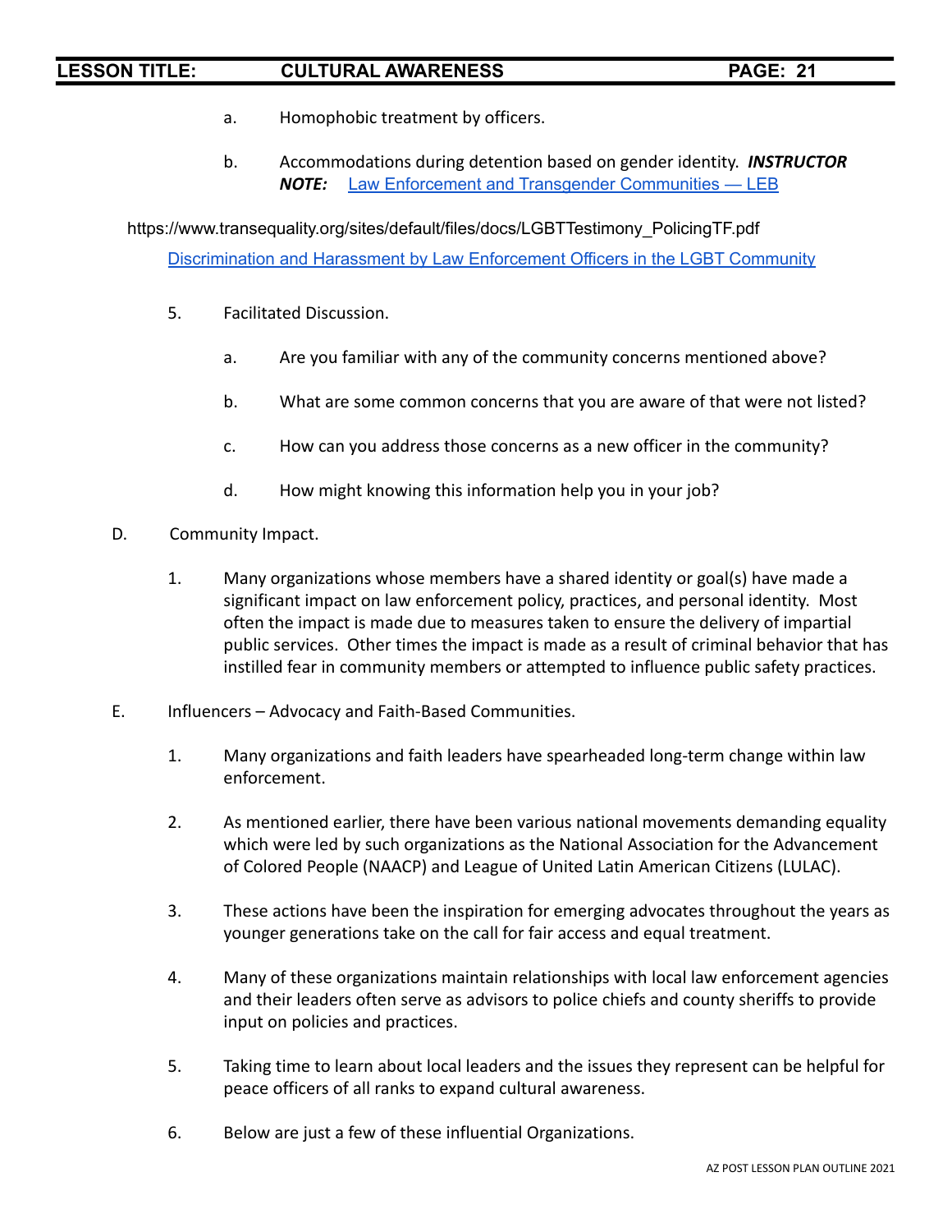a. Homophobic treatment by officers.

b. Accommodations during detention based on gender identity. ***INSTRUCTOR NOTE:*** Law Enforcement and Transgender Communities — LEB

https://www.transequality.org/sites/default/files/docs/LGBTTestimony_PolicingTF.pdf

Discrimination and Harassment by Law Enforcement Officers in the LGBT Community

5. Facilitated Discussion.

   a. Are you familiar with any of the community concerns mentioned above?

   b. What are some common concerns that you are aware of that were not listed?

   c. How can you address those concerns as a new officer in the community?

   d. How might knowing this information help you in your job?

D. Community Impact.

1. Many organizations whose members have a shared identity or goal(s) have made a significant impact on law enforcement policy, practices, and personal identity. Most often the impact is made due to measures taken to ensure the delivery of impartial public services. Other times the impact is made as a result of criminal behavior that has instilled fear in community members or attempted to influence public safety practices.

E. Influencers – Advocacy and Faith-Based Communities.

1. Many organizations and faith leaders have spearheaded long-term change within law enforcement.

2. As mentioned earlier, there have been various national movements demanding equality which were led by such organizations as the National Association for the Advancement of Colored People (NAACP) and League of United Latin American Citizens (LULAC).

3. These actions have been the inspiration for emerging advocates throughout the years as younger generations take on the call for fair access and equal treatment.

4. Many of these organizations maintain relationships with local law enforcement agencies and their leaders often serve as advisors to police chiefs and county sheriffs to provide input on policies and practices.

5. Taking time to learn about local leaders and the issues they represent can be helpful for peace officers of all ranks to expand cultural awareness.

6. Below are just a few of these influential Organizations.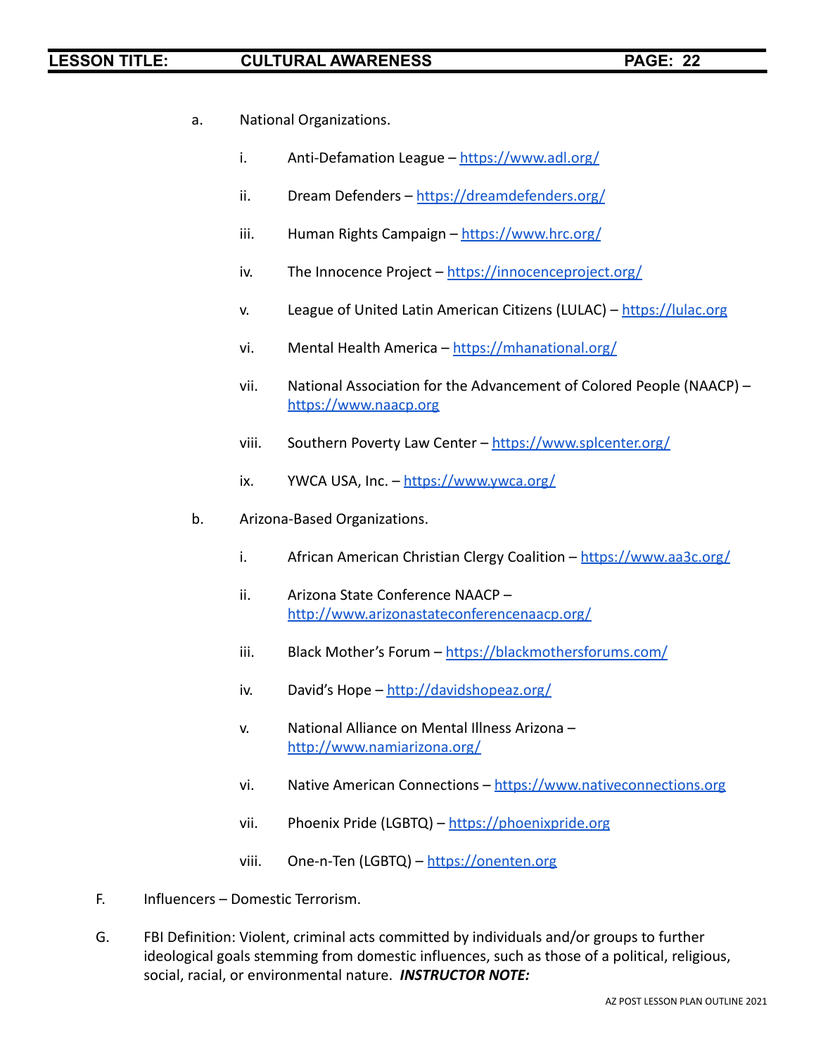a. National Organizations.

   i. Anti-Defamation League – https://www.adl.org/

   ii. Dream Defenders – https://dreamdefenders.org/

   iii. Human Rights Campaign – https://www.hrc.org/

   iv. The Innocence Project – https://innocenceproject.org/

   v. League of United Latin American Citizens (LULAC) – https://lulac.org

   vi. Mental Health America – https://mhanational.org/

   vii. National Association for the Advancement of Colored People (NAACP) – https://www.naacp.org

   viii. Southern Poverty Law Center – https://www.splcenter.org/

   ix. YWCA USA, Inc. – https://www.ywca.org/

b. Arizona-Based Organizations.

   i. African American Christian Clergy Coalition – https://www.aa3c.org/

   ii. Arizona State Conference NAACP – http://www.arizonastateconferencenaacp.org/

   iii. Black Mother's Forum – https://blackmothersforums.com/

   iv. David's Hope – http://davidshopeaz.org/

   v. National Alliance on Mental Illness Arizona – http://www.namiarizona.org/

   vi. Native American Connections – https://www.nativeconnections.org

   vii. Phoenix Pride (LGBTQ) – https://phoenixpride.org

   viii. One-n-Ten (LGBTQ) – https://onenten.org

F. Influencers – Domestic Terrorism.

G. FBI Definition: Violent, criminal acts committed by individuals and/or groups to further ideological goals stemming from domestic influences, such as those of a political, religious, social, racial, or environmental nature. ***INSTRUCTOR NOTE:***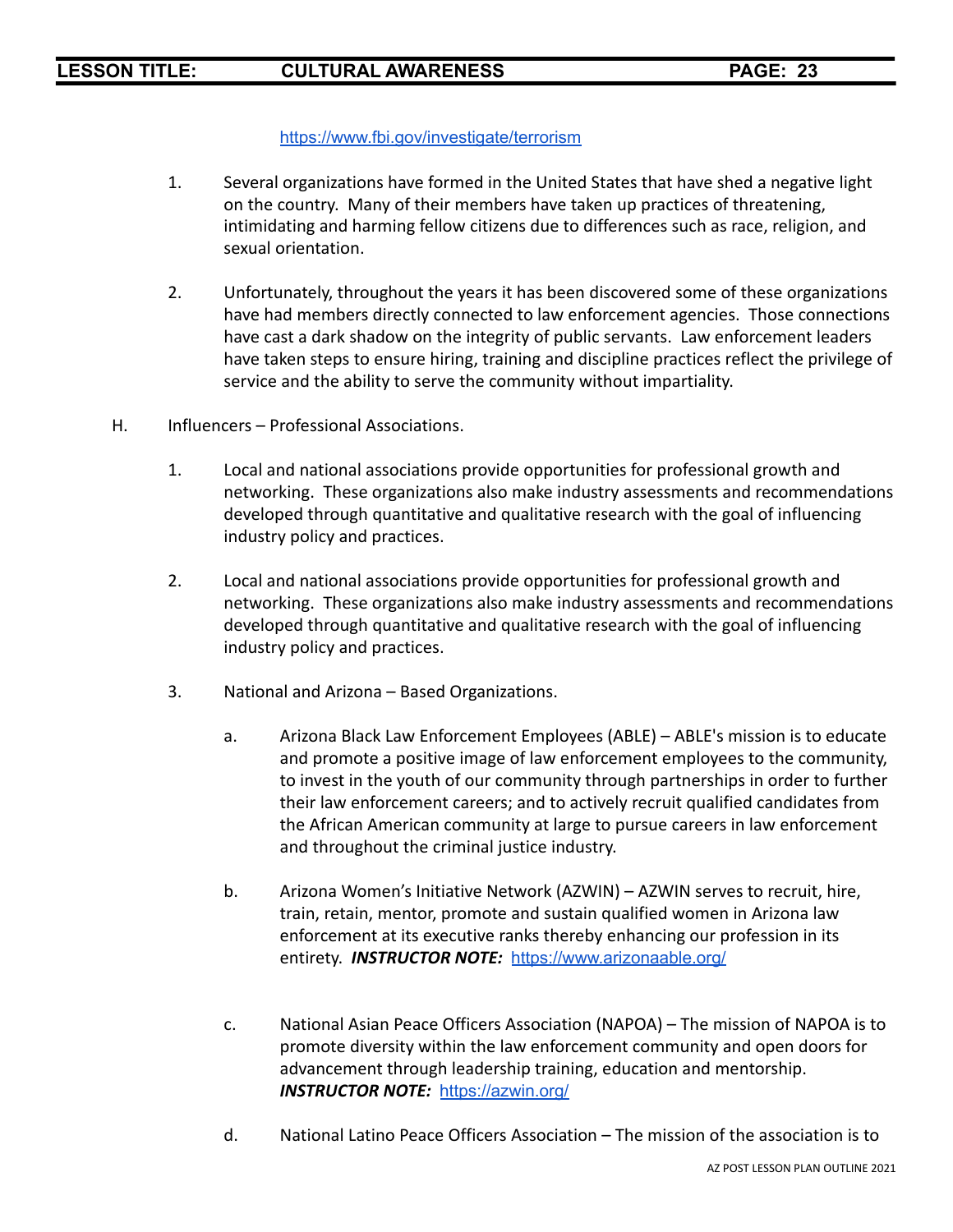https://www.fbi.gov/investigate/terrorism

1. Several organizations have formed in the United States that have shed a negative light on the country. Many of their members have taken up practices of threatening, intimidating and harming fellow citizens due to differences such as race, religion, and sexual orientation.

2. Unfortunately, throughout the years it has been discovered some of these organizations have had members directly connected to law enforcement agencies. Those connections have cast a dark shadow on the integrity of public servants. Law enforcement leaders have taken steps to ensure hiring, training and discipline practices reflect the privilege of service and the ability to serve the community without impartiality.

H. Influencers – Professional Associations.

1. Local and national associations provide opportunities for professional growth and networking. These organizations also make industry assessments and recommendations developed through quantitative and qualitative research with the goal of influencing industry policy and practices.

2. Local and national associations provide opportunities for professional growth and networking. These organizations also make industry assessments and recommendations developed through quantitative and qualitative research with the goal of influencing industry policy and practices.

3. National and Arizona – Based Organizations.

   a. Arizona Black Law Enforcement Employees (ABLE) – ABLE's mission is to educate and promote a positive image of law enforcement employees to the community, to invest in the youth of our community through partnerships in order to further their law enforcement careers; and to actively recruit qualified candidates from the African American community at large to pursue careers in law enforcement and throughout the criminal justice industry.

   b. Arizona Women's Initiative Network (AZWIN) – AZWIN serves to recruit, hire, train, retain, mentor, promote and sustain qualified women in Arizona law enforcement at its executive ranks thereby enhancing our profession in its entirety. ***INSTRUCTOR NOTE:*** https://www.arizonaable.org/

   c. National Asian Peace Officers Association (NAPOA) – The mission of NAPOA is to promote diversity within the law enforcement community and open doors for advancement through leadership training, education and mentorship. ***INSTRUCTOR NOTE:*** https://azwin.org/

   d. National Latino Peace Officers Association – The mission of the association is to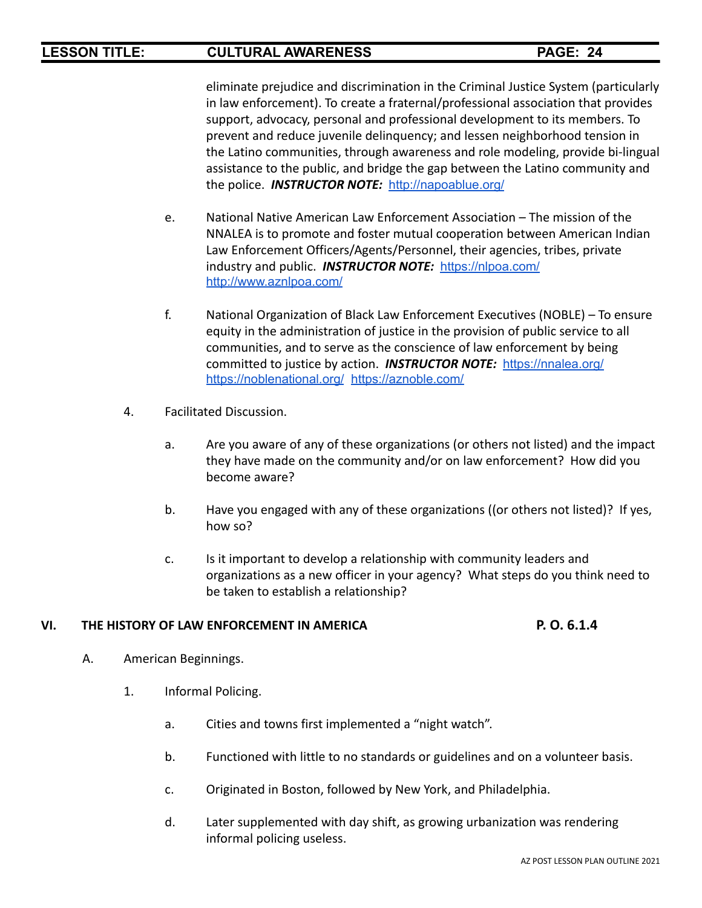eliminate prejudice and discrimination in the Criminal Justice System (particularly in law enforcement). To create a fraternal/professional association that provides support, advocacy, personal and professional development to its members. To prevent and reduce juvenile delinquency; and lessen neighborhood tension in the Latino communities, through awareness and role modeling, provide bi-lingual assistance to the public, and bridge the gap between the Latino community and the police. ***INSTRUCTOR NOTE:*** http://napoablue.org/

e. National Native American Law Enforcement Association – The mission of the NNALEA is to promote and foster mutual cooperation between American Indian Law Enforcement Officers/Agents/Personnel, their agencies, tribes, private industry and public. ***INSTRUCTOR NOTE:*** https://nlpoa.com/ http://www.aznlpoa.com/

f. National Organization of Black Law Enforcement Executives (NOBLE) – To ensure equity in the administration of justice in the provision of public service to all communities, and to serve as the conscience of law enforcement by being committed to justice by action. ***INSTRUCTOR NOTE:*** https://nnalea.org/ https://noblenational.org/ https://aznoble.com/

4. Facilitated Discussion.

   a. Are you aware of any of these organizations (or others not listed) and the impact they have made on the community and/or on law enforcement? How did you become aware?

   b. Have you engaged with any of these organizations ((or others not listed)? If yes, how so?

   c. Is it important to develop a relationship with community leaders and organizations as a new officer in your agency? What steps do you think need to be taken to establish a relationship?

**VI. THE HISTORY OF LAW ENFORCEMENT IN AMERICA** **P. O. 6.1.4**

A. American Beginnings.

1. Informal Policing.

   a. Cities and towns first implemented a "night watch".

   b. Functioned with little to no standards or guidelines and on a volunteer basis.

   c. Originated in Boston, followed by New York, and Philadelphia.

   d. Later supplemented with day shift, as growing urbanization was rendering informal policing useless.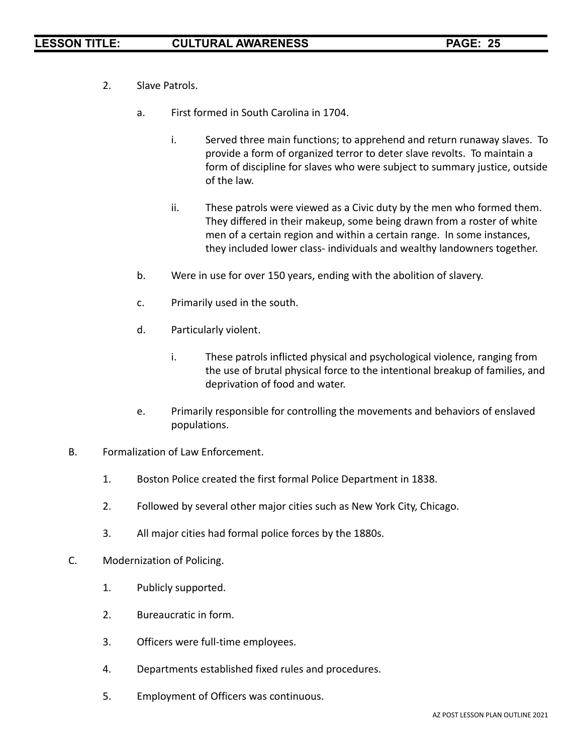2. Slave Patrols.

   a. First formed in South Carolina in 1704.

      i. Served three main functions; to apprehend and return runaway slaves. To provide a form of organized terror to deter slave revolts. To maintain a form of discipline for slaves who were subject to summary justice, outside of the law.

      ii. These patrols were viewed as a Civic duty by the men who formed them. They differed in their makeup, some being drawn from a roster of white men of a certain region and within a certain range. In some instances, they included lower class- individuals and wealthy landowners together.

   b. Were in use for over 150 years, ending with the abolition of slavery.

   c. Primarily used in the south.

   d. Particularly violent.

      i. These patrols inflicted physical and psychological violence, ranging from the use of brutal physical force to the intentional breakup of families, and deprivation of food and water.

   e. Primarily responsible for controlling the movements and behaviors of enslaved populations.

B. Formalization of Law Enforcement.

   1. Boston Police created the first formal Police Department in 1838.

   2. Followed by several other major cities such as New York City, Chicago.

   3. All major cities had formal police forces by the 1880s.

C. Modernization of Policing.

   1. Publicly supported.

   2. Bureaucratic in form.

   3. Officers were full-time employees.

   4. Departments established fixed rules and procedures.

   5. Employment of Officers was continuous.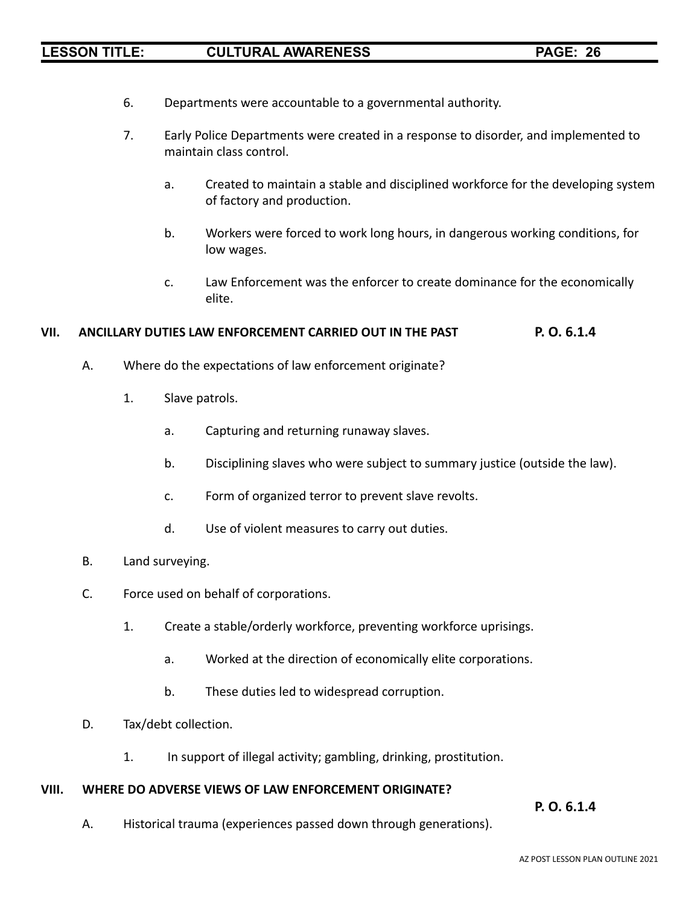6. Departments were accountable to a governmental authority.

7. Early Police Departments were created in a response to disorder, and implemented to maintain class control.

   a. Created to maintain a stable and disciplined workforce for the developing system of factory and production.

   b. Workers were forced to work long hours, in dangerous working conditions, for low wages.

   c. Law Enforcement was the enforcer to create dominance for the economically elite.

**VII. ANCILLARY DUTIES LAW ENFORCEMENT CARRIED OUT IN THE PAST** **P. O. 6.1.4**

A. Where do the expectations of law enforcement originate?

   1. Slave patrols.

      a. Capturing and returning runaway slaves.

      b. Disciplining slaves who were subject to summary justice (outside the law).

      c. Form of organized terror to prevent slave revolts.

      d. Use of violent measures to carry out duties.

B. Land surveying.

C. Force used on behalf of corporations.

   1. Create a stable/orderly workforce, preventing workforce uprisings.

      a. Worked at the direction of economically elite corporations.

      b. These duties led to widespread corruption.

D. Tax/debt collection.

   1. In support of illegal activity; gambling, drinking, prostitution.

**VIII. WHERE DO ADVERSE VIEWS OF LAW ENFORCEMENT ORIGINATE?** **P. O. 6.1.4**

A. Historical trauma (experiences passed down through generations).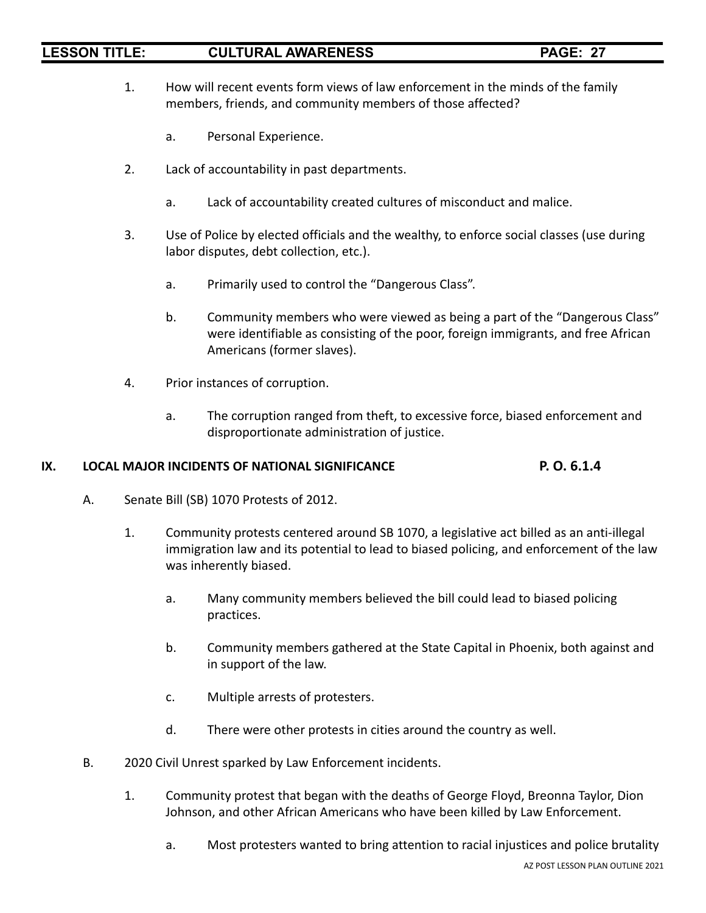1. How will recent events form views of law enforcement in the minds of the family members, friends, and community members of those affected?

    a. Personal Experience.

2. Lack of accountability in past departments.

    a. Lack of accountability created cultures of misconduct and malice.

3. Use of Police by elected officials and the wealthy, to enforce social classes (use during labor disputes, debt collection, etc.).

    a. Primarily used to control the "Dangerous Class".

    b. Community members who were viewed as being a part of the "Dangerous Class" were identifiable as consisting of the poor, foreign immigrants, and free African Americans (former slaves).

4. Prior instances of corruption.

    a. The corruption ranged from theft, to excessive force, biased enforcement and disproportionate administration of justice.

## IX. LOCAL MAJOR INCIDENTS OF NATIONAL SIGNIFICANCE — P. O. 6.1.4

A. Senate Bill (SB) 1070 Protests of 2012.

1. Community protests centered around SB 1070, a legislative act billed as an anti-illegal immigration law and its potential to lead to biased policing, and enforcement of the law was inherently biased.

    a. Many community members believed the bill could lead to biased policing practices.

    b. Community members gathered at the State Capital in Phoenix, both against and in support of the law.

    c. Multiple arrests of protesters.

    d. There were other protests in cities around the country as well.

B. 2020 Civil Unrest sparked by Law Enforcement incidents.

1. Community protest that began with the deaths of George Floyd, Breonna Taylor, Dion Johnson, and other African Americans who have been killed by Law Enforcement.

    a. Most protesters wanted to bring attention to racial injustices and police brutality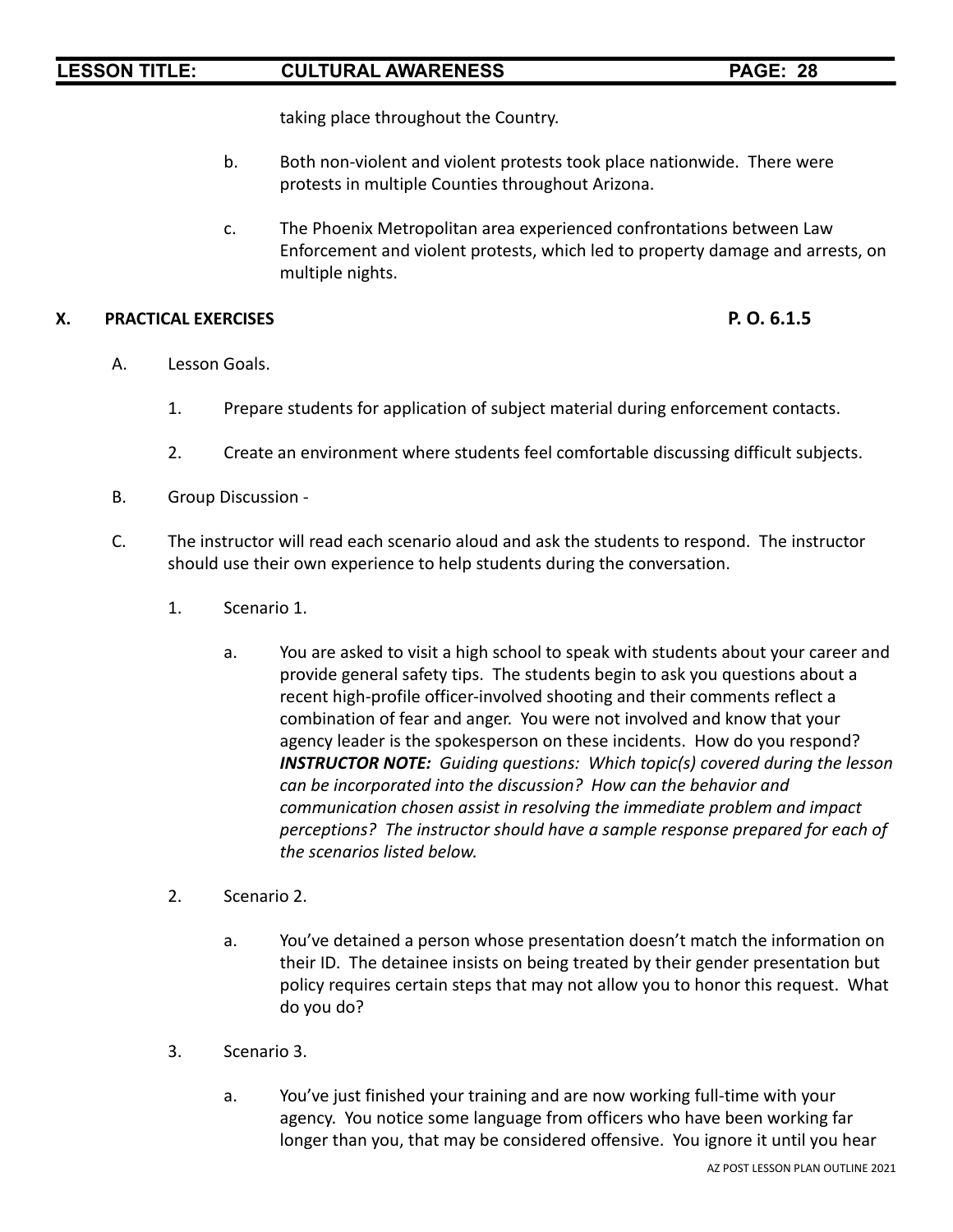taking place throughout the Country.

b. Both non-violent and violent protests took place nationwide. There were protests in multiple Counties throughout Arizona.

c. The Phoenix Metropolitan area experienced confrontations between Law Enforcement and violent protests, which led to property damage and arrests, on multiple nights.

## X. PRACTICAL EXERCISES **P. O. 6.1.5**

A. Lesson Goals.

1. Prepare students for application of subject material during enforcement contacts.

2. Create an environment where students feel comfortable discussing difficult subjects.

B. Group Discussion -

C. The instructor will read each scenario aloud and ask the students to respond. The instructor should use their own experience to help students during the conversation.

1. Scenario 1.

   a. You are asked to visit a high school to speak with students about your career and provide general safety tips. The students begin to ask you questions about a recent high-profile officer-involved shooting and their comments reflect a combination of fear and anger. You were not involved and know that your agency leader is the spokesperson on these incidents. How do you respond? ***INSTRUCTOR NOTE:*** *Guiding questions: Which topic(s) covered during the lesson can be incorporated into the discussion? How can the behavior and communication chosen assist in resolving the immediate problem and impact perceptions? The instructor should have a sample response prepared for each of the scenarios listed below.*

2. Scenario 2.

   a. You've detained a person whose presentation doesn't match the information on their ID. The detainee insists on being treated by their gender presentation but policy requires certain steps that may not allow you to honor this request. What do you do?

3. Scenario 3.

   a. You've just finished your training and are now working full-time with your agency. You notice some language from officers who have been working far longer than you, that may be considered offensive. You ignore it until you hear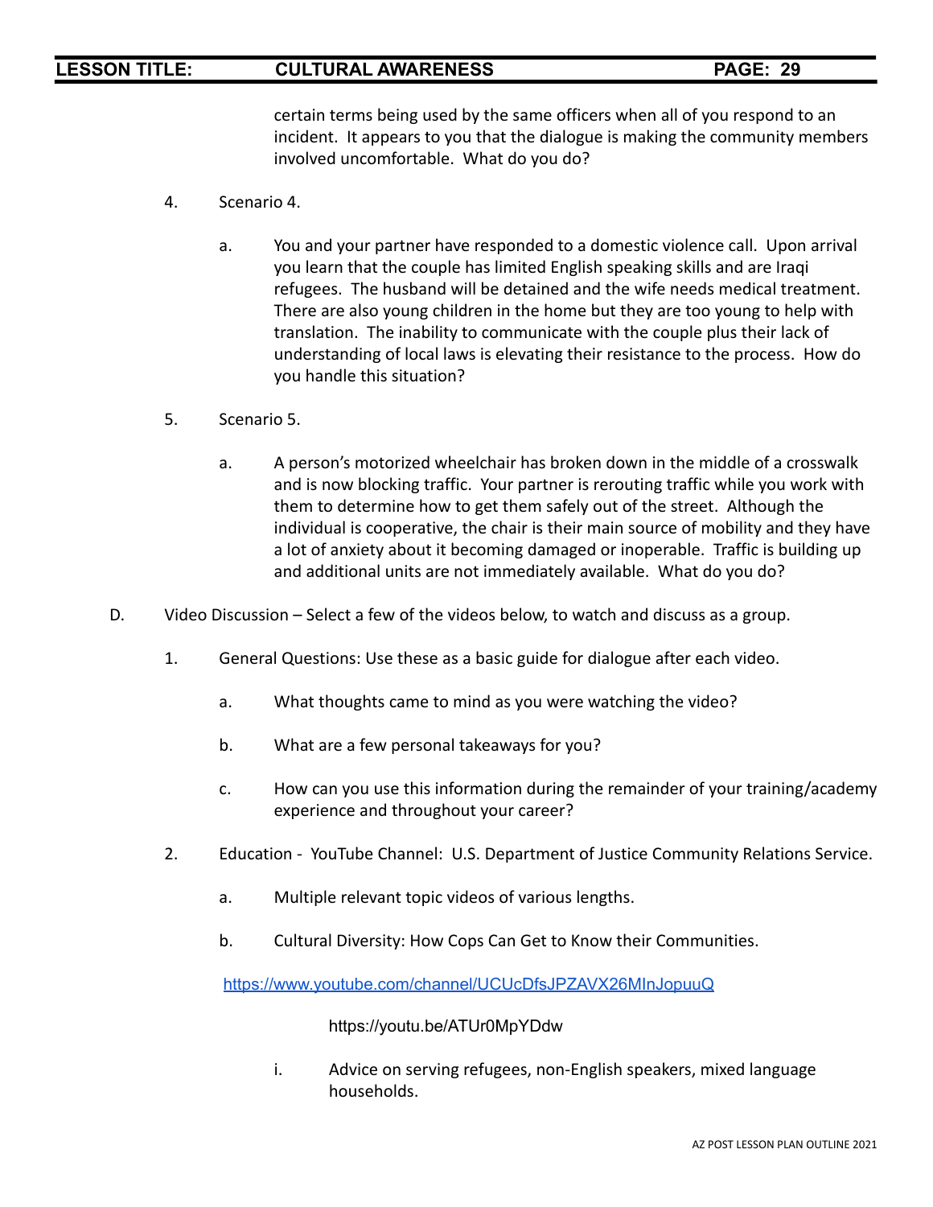certain terms being used by the same officers when all of you respond to an incident. It appears to you that the dialogue is making the community members involved uncomfortable. What do you do?

4. Scenario 4.

   a. You and your partner have responded to a domestic violence call. Upon arrival you learn that the couple has limited English speaking skills and are Iraqi refugees. The husband will be detained and the wife needs medical treatment. There are also young children in the home but they are too young to help with translation. The inability to communicate with the couple plus their lack of understanding of local laws is elevating their resistance to the process. How do you handle this situation?

5. Scenario 5.

   a. A person's motorized wheelchair has broken down in the middle of a crosswalk and is now blocking traffic. Your partner is rerouting traffic while you work with them to determine how to get them safely out of the street. Although the individual is cooperative, the chair is their main source of mobility and they have a lot of anxiety about it becoming damaged or inoperable. Traffic is building up and additional units are not immediately available. What do you do?

D. Video Discussion – Select a few of the videos below, to watch and discuss as a group.

1. General Questions: Use these as a basic guide for dialogue after each video.

   a. What thoughts came to mind as you were watching the video?

   b. What are a few personal takeaways for you?

   c. How can you use this information during the remainder of your training/academy experience and throughout your career?

2. Education - YouTube Channel: U.S. Department of Justice Community Relations Service.

   a. Multiple relevant topic videos of various lengths.

   b. Cultural Diversity: How Cops Can Get to Know their Communities.

   https://www.youtube.com/channel/UCUcDfsJPZAVX26MInJopuuQ

   https://youtu.be/ATUr0MpYDdw

      i. Advice on serving refugees, non-English speakers, mixed language households.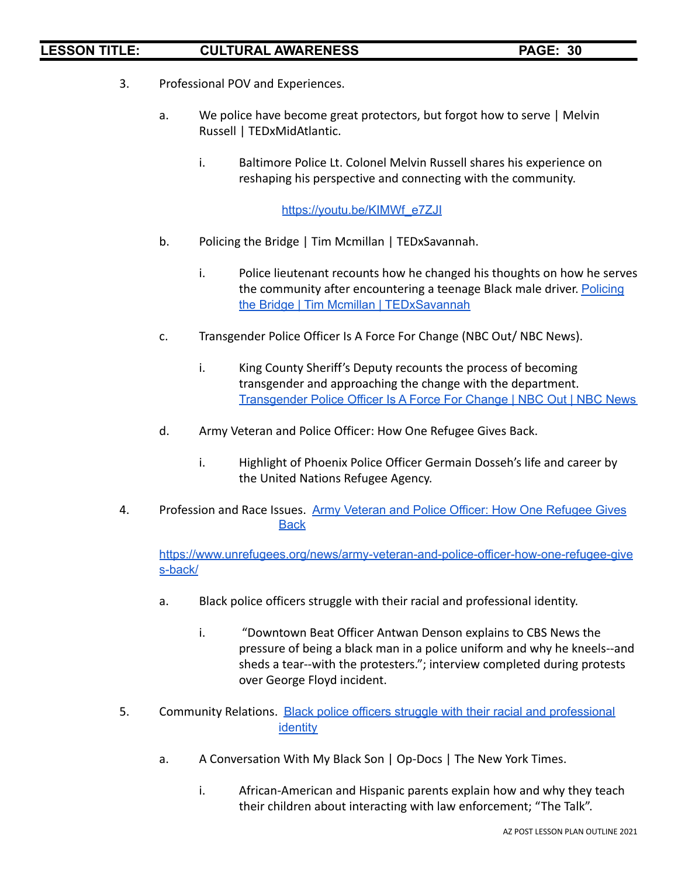3. Professional POV and Experiences.

   a. We police have become great protectors, but forgot how to serve | Melvin Russell | TEDxMidAtlantic.

      i. Baltimore Police Lt. Colonel Melvin Russell shares his experience on reshaping his perspective and connecting with the community.

         https://youtu.be/KIMWf_e7ZJI

   b. Policing the Bridge | Tim Mcmillan | TEDxSavannah.

      i. Police lieutenant recounts how he changed his thoughts on how he serves the community after encountering a teenage Black male driver. Policing the Bridge | Tim Mcmillan | TEDxSavannah

   c. Transgender Police Officer Is A Force For Change (NBC Out/ NBC News).

      i. King County Sheriff's Deputy recounts the process of becoming transgender and approaching the change with the department. Transgender Police Officer Is A Force For Change | NBC Out | NBC News

   d. Army Veteran and Police Officer: How One Refugee Gives Back.

      i. Highlight of Phoenix Police Officer Germain Dosseh's life and career by the United Nations Refugee Agency.

4. Profession and Race Issues. Army Veteran and Police Officer: How One Refugee Gives Back

   https://www.unrefugees.org/news/army-veteran-and-police-officer-how-one-refugee-gives-back/

   a. Black police officers struggle with their racial and professional identity.

      i. "Downtown Beat Officer Antwan Denson explains to CBS News the pressure of being a black man in a police uniform and why he kneels--and sheds a tear--with the protesters."; interview completed during protests over George Floyd incident.

5. Community Relations. Black police officers struggle with their racial and professional identity

   a. A Conversation With My Black Son | Op-Docs | The New York Times.

      i. African-American and Hispanic parents explain how and why they teach their children about interacting with law enforcement; "The Talk".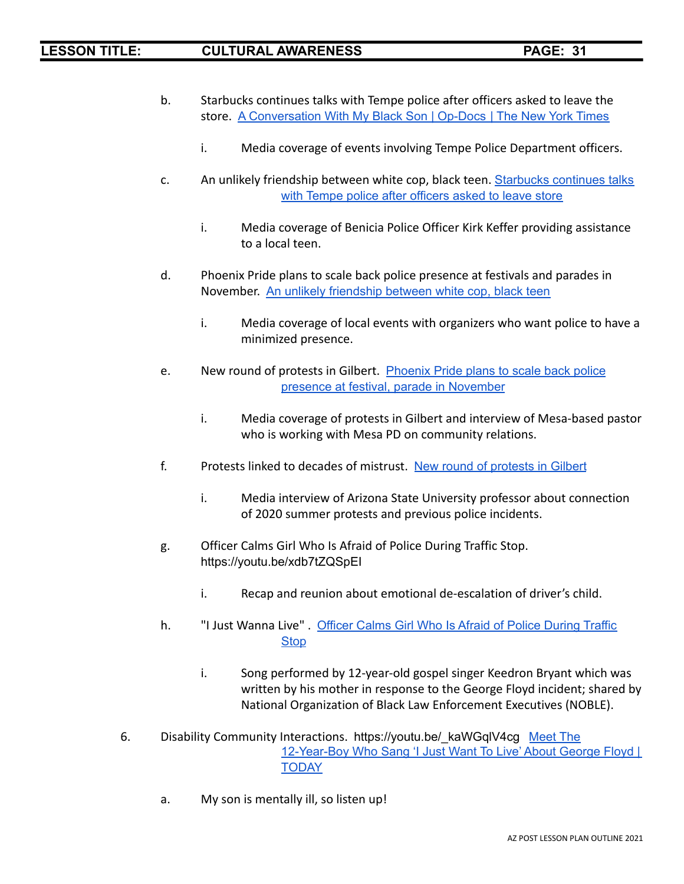b. Starbucks continues talks with Tempe police after officers asked to leave the store. A Conversation With My Black Son | Op-Docs | The New York Times

   i. Media coverage of events involving Tempe Police Department officers.

c. An unlikely friendship between white cop, black teen. Starbucks continues talks with Tempe police after officers asked to leave store

   i. Media coverage of Benicia Police Officer Kirk Keffer providing assistance to a local teen.

d. Phoenix Pride plans to scale back police presence at festivals and parades in November. An unlikely friendship between white cop, black teen

   i. Media coverage of local events with organizers who want police to have a minimized presence.

e. New round of protests in Gilbert. Phoenix Pride plans to scale back police presence at festival, parade in November

   i. Media coverage of protests in Gilbert and interview of Mesa-based pastor who is working with Mesa PD on community relations.

f. Protests linked to decades of mistrust. New round of protests in Gilbert

   i. Media interview of Arizona State University professor about connection of 2020 summer protests and previous police incidents.

g. Officer Calms Girl Who Is Afraid of Police During Traffic Stop. https://youtu.be/xdb7tZQSpEI

   i. Recap and reunion about emotional de-escalation of driver's child.

h. "I Just Wanna Live" . Officer Calms Girl Who Is Afraid of Police During Traffic Stop

   i. Song performed by 12-year-old gospel singer Keedron Bryant which was written by his mother in response to the George Floyd incident; shared by National Organization of Black Law Enforcement Executives (NOBLE).

6. Disability Community Interactions. https://youtu.be/_kaWGqlV4cg Meet The 12-Year-Boy Who Sang 'I Just Want To Live' About George Floyd | TODAY

   a. My son is mentally ill, so listen up!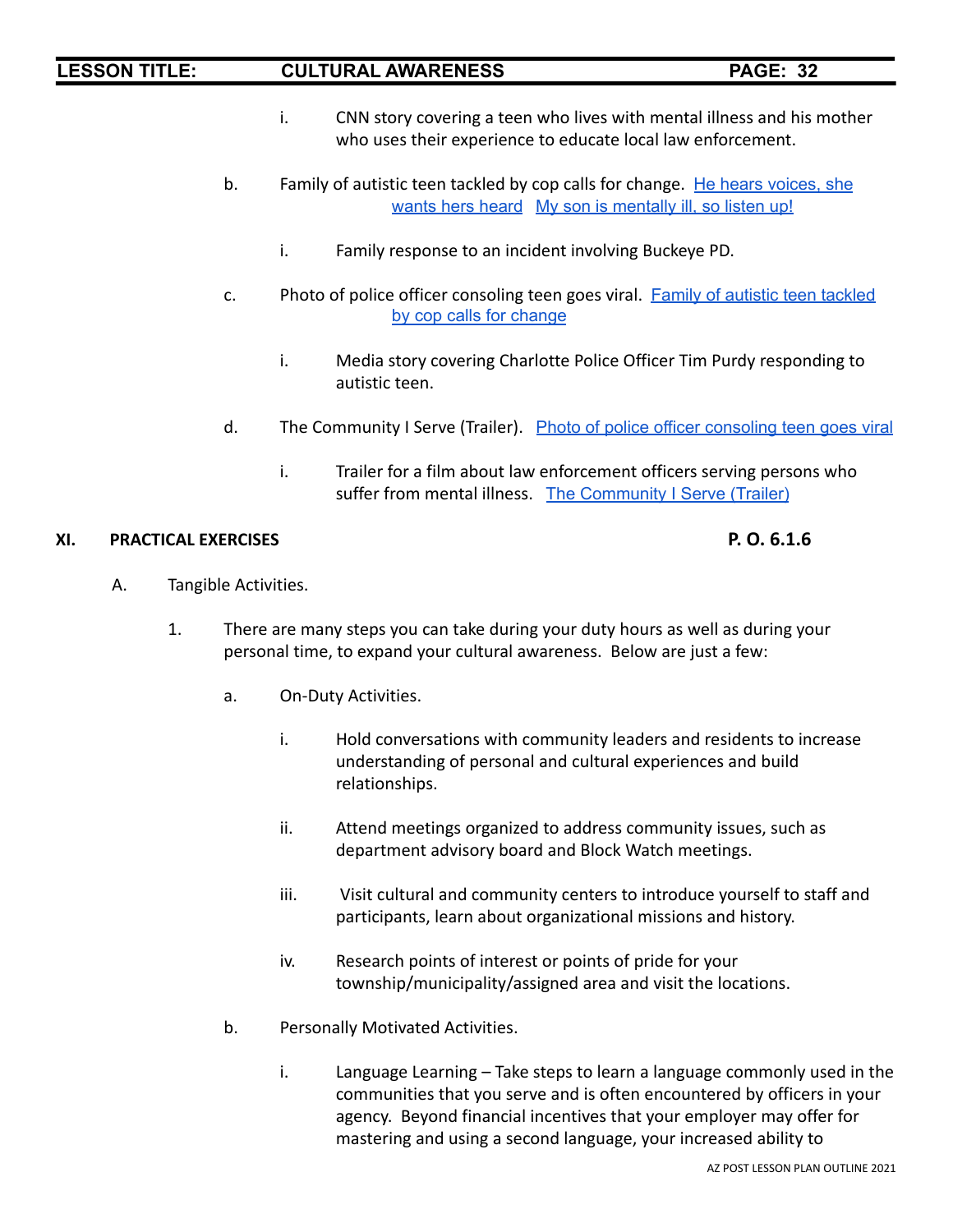i. CNN story covering a teen who lives with mental illness and his mother who uses their experience to educate local law enforcement.

b. Family of autistic teen tackled by cop calls for change. He hears voices, she wants hers heard My son is mentally ill, so listen up!

i. Family response to an incident involving Buckeye PD.

c. Photo of police officer consoling teen goes viral. Family of autistic teen tackled by cop calls for change

i. Media story covering Charlotte Police Officer Tim Purdy responding to autistic teen.

d. The Community I Serve (Trailer). Photo of police officer consoling teen goes viral

i. Trailer for a film about law enforcement officers serving persons who suffer from mental illness. The Community I Serve (Trailer)

## XI. PRACTICAL EXERCISES — P. O. 6.1.6

A. Tangible Activities.

1. There are many steps you can take during your duty hours as well as during your personal time, to expand your cultural awareness. Below are just a few:

a. On-Duty Activities.

i. Hold conversations with community leaders and residents to increase understanding of personal and cultural experiences and build relationships.

ii. Attend meetings organized to address community issues, such as department advisory board and Block Watch meetings.

iii. Visit cultural and community centers to introduce yourself to staff and participants, learn about organizational missions and history.

iv. Research points of interest or points of pride for your township/municipality/assigned area and visit the locations.

b. Personally Motivated Activities.

i. Language Learning – Take steps to learn a language commonly used in the communities that you serve and is often encountered by officers in your agency. Beyond financial incentives that your employer may offer for mastering and using a second language, your increased ability to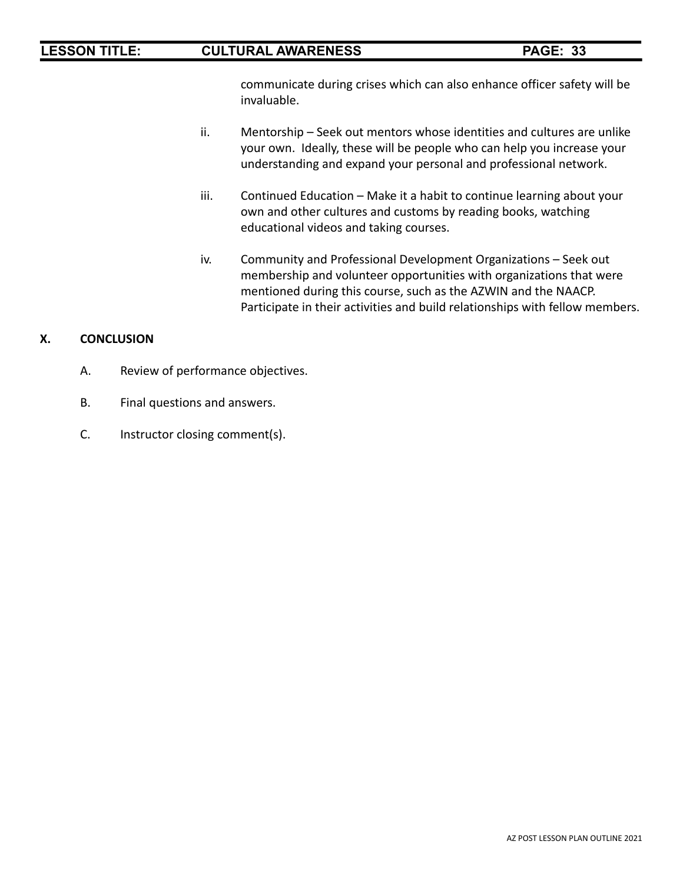communicate during crises which can also enhance officer safety will be invaluable.

ii. Mentorship – Seek out mentors whose identities and cultures are unlike your own. Ideally, these will be people who can help you increase your understanding and expand your personal and professional network.

iii. Continued Education – Make it a habit to continue learning about your own and other cultures and customs by reading books, watching educational videos and taking courses.

iv. Community and Professional Development Organizations – Seek out membership and volunteer opportunities with organizations that were mentioned during this course, such as the AZWIN and the NAACP. Participate in their activities and build relationships with fellow members.

## X. CONCLUSION

A. Review of performance objectives.

B. Final questions and answers.

C. Instructor closing comment(s).